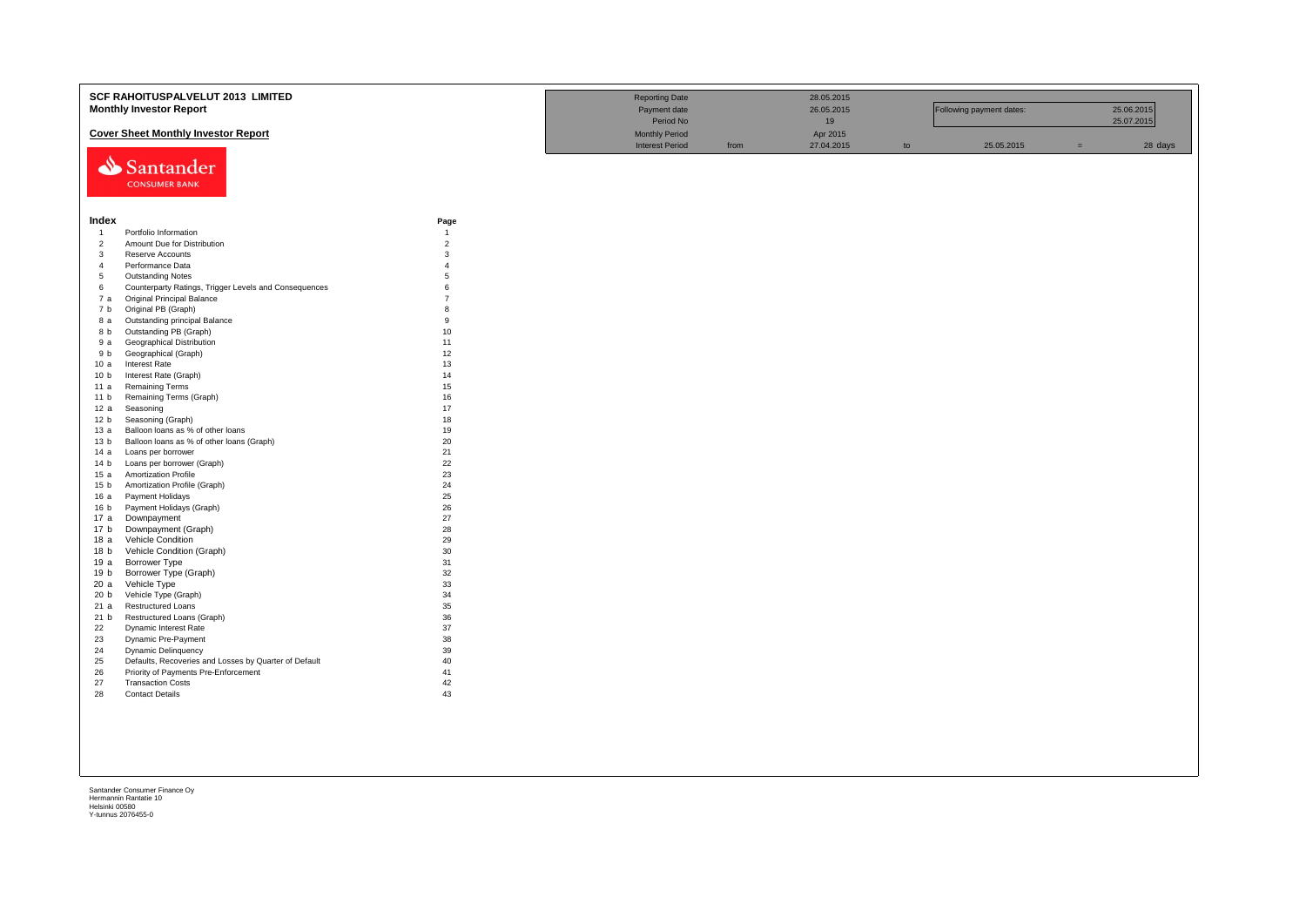# SCF RAHOITUSPALVELUT 2013 LIMITED

## Monthly Investor Report

### Cover Sheet Monthly Investor Report

| | | | | | | |
|---|---|---|---|---|---|---|
| Reporting Date | | 28.05.2015 | | | | |
| Payment date | | 26.05.2015 | | Following payment dates: | | 25.06.2015 |
| Period No | | 19 | | | | 25.07.2015 |
| Monthly Period | | Apr 2015 | | | | |
| Interest Period | from | 27.04.2015 | to | 25.05.2015 | = | 28 days |

Santander CONSUMER BANK

| Index | | Page |
|---|---|---|
| 1 | Portfolio Information | 1 |
| 2 | Amount Due for Distribution | 2 |
| 3 | Reserve Accounts | 3 |
| 4 | Performance Data | 4 |
| 5 | Outstanding Notes | 5 |
| 6 | Counterparty Ratings, Trigger Levels and Consequences | 6 |
| 7 a | Original Principal Balance | 7 |
| 7 b | Original PB (Graph) | 8 |
| 8 a | Outstanding principal Balance | 9 |
| 8 b | Outstanding PB (Graph) | 10 |
| 9 a | Geographical Distribution | 11 |
| 9 b | Geographical (Graph) | 12 |
| 10 a | Interest Rate | 13 |
| 10 b | Interest Rate (Graph) | 14 |
| 11 a | Remaining Terms | 15 |
| 11 b | Remaining Terms (Graph) | 16 |
| 12 a | Seasoning | 17 |
| 12 b | Seasoning (Graph) | 18 |
| 13 a | Balloon loans as % of other loans | 19 |
| 13 b | Balloon loans as % of other loans (Graph) | 20 |
| 14 a | Loans per borrower | 21 |
| 14 b | Loans per borrower (Graph) | 22 |
| 15 a | Amortization Profile | 23 |
| 15 b | Amortization Profile (Graph) | 24 |
| 16 a | Payment Holidays | 25 |
| 16 b | Payment Holidays (Graph) | 26 |
| 17 a | Downpayment | 27 |
| 17 b | Downpayment (Graph) | 28 |
| 18 a | Vehicle Condition | 29 |
| 18 b | Vehicle Condition (Graph) | 30 |
| 19 a | Borrower Type | 31 |
| 19 b | Borrower Type (Graph) | 32 |
| 20 a | Vehicle Type | 33 |
| 20 b | Vehicle Type (Graph) | 34 |
| 21 a | Restructured Loans | 35 |
| 21 b | Restructured Loans (Graph) | 36 |
| 22 | Dynamic Interest Rate | 37 |
| 23 | Dynamic Pre-Payment | 38 |
| 24 | Dynamic Delinquency | 39 |
| 25 | Defaults, Recoveries and Losses by Quarter of Default | 40 |
| 26 | Priority of Payments Pre-Enforcement | 41 |
| 27 | Transaction Costs | 42 |
| 28 | Contact Details | 43 |

Santander Consumer Finance Oy
Hermannin Rantatie 10
Helsinki 00580
Y-tunnus 2076455-0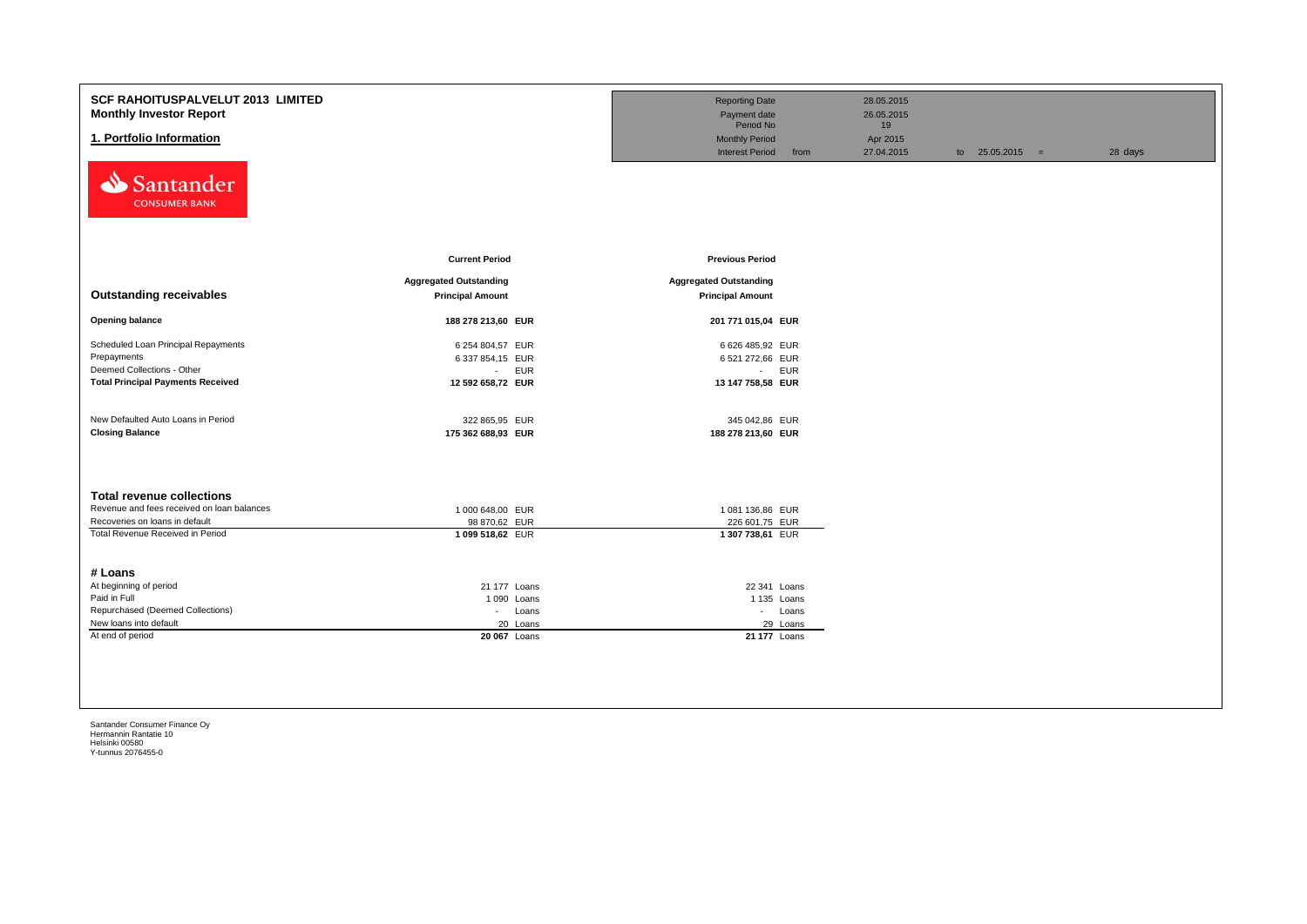# SCF RAHOITUSPALVELUT 2013 LIMITED

## Monthly Investor Report

## 1. Portfolio Information

| | | | | |
|---|---|---|---|---|
| Reporting Date | | 28.05.2015 | | |
| Payment date | | 26.05.2015 | | |
| Period No | | 19 | | |
| Monthly Period | | Apr 2015 | | |
| Interest Period | from | 27.04.2015 | to 25.05.2015 = | 28 days |

| | Current Period | | Previous Period | |
|---|---|---|---|---|
| **Outstanding receivables** | **Aggregated Outstanding Principal Amount** | | **Aggregated Outstanding Principal Amount** | |
| **Opening balance** | **188 278 213,60** | **EUR** | **201 771 015,04** | **EUR** |
| Scheduled Loan Principal Repayments | 6 254 804,57 | EUR | 6 626 485,92 | EUR |
| Prepayments | 6 337 854,15 | EUR | 6 521 272,66 | EUR |
| Deemed Collections - Other | - | EUR | - | EUR |
| **Total Principal Payments Received** | **12 592 658,72** | **EUR** | **13 147 758,58** | **EUR** |
| New Defaulted Auto Loans in Period | 322 865,95 | EUR | 345 042,86 | EUR |
| **Closing Balance** | **175 362 688,93** | **EUR** | **188 278 213,60** | **EUR** |

| **Total revenue collections** | | | | |
|---|---|---|---|---|
| Revenue and fees received on loan balances | 1 000 648,00 | EUR | 1 081 136,86 | EUR |
| Recoveries on loans in default | 98 870,62 | EUR | 226 601,75 | EUR |
| Total Revenue Received in Period | **1 099 518,62** | EUR | **1 307 738,61** | EUR |

| **# Loans** | | | | |
|---|---|---|---|---|
| At beginning of period | 21 177 | Loans | 22 341 | Loans |
| Paid in Full | 1 090 | Loans | 1 135 | Loans |
| Repurchased (Deemed Collections) | - | Loans | - | Loans |
| New loans into default | 20 | Loans | 29 | Loans |
| At end of period | **20 067** | Loans | **21 177** | Loans |

Santander Consumer Finance Oy
Hermannin Rantatie 10
Helsinki 00580
Y-tunnus 2076455-0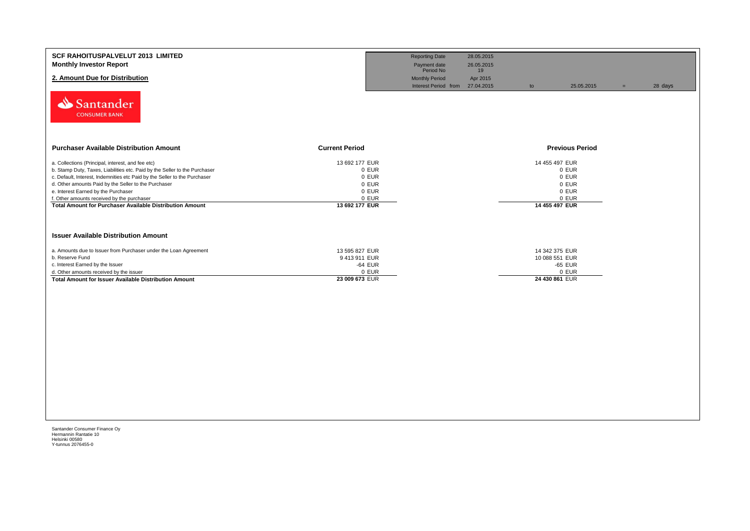**SCF RAHOITUSPALVELUT 2013 LIMITED**
**Monthly Investor Report**

**2. Amount Due for Distribution**

| | | | | | | |
|---|---|---|---|---|---|---|
| Reporting Date | 28.05.2015 | | | | | |
| Payment date | 26.05.2015 | | | | | |
| Period No | 19 | | | | | |
| Monthly Period | Apr 2015 | | | | | |
| Interest Period from | 27.04.2015 | to | 25.05.2015 | = | 28 days | |

Santander CONSUMER BANK

| **Purchaser Available Distribution Amount** | **Current Period** | **Previous Period** |
|---|---|---|
| a. Collections (Principal, interest, and fee etc) | 13 692 177 EUR | 14 455 497 EUR |
| b. Stamp Duty, Taxes, Liabilities etc. Paid by the Seller to the Purchaser | 0 EUR | 0 EUR |
| c. Default, Interest, Indemnities etc Paid by the Seller to the Purchaser | 0 EUR | 0 EUR |
| d. Other amounts Paid by the Seller to the Purchaser | 0 EUR | 0 EUR |
| e. Interest Earned by the Purchaser | 0 EUR | 0 EUR |
| f. Other amounts received by the purchaser | 0 EUR | 0 EUR |
| **Total Amount for Purchaser Available Distribution Amount** | **13 692 177 EUR** | **14 455 497 EUR** |

| **Issuer Available Distribution Amount** | | |
|---|---|---|
| a. Amounts due to Issuer from Purchaser under the Loan Agreement | 13 595 827 EUR | 14 342 375 EUR |
| b. Reserve Fund | 9 413 911 EUR | 10 088 551 EUR |
| c. Interest Earned by the Issuer | -64 EUR | -65 EUR |
| d. Other amounts received by the issuer | 0 EUR | 0 EUR |
| **Total Amount for Issuer Available Distribution Amount** | **23 009 673** EUR | **24 430 861** EUR |

Santander Consumer Finance Oy
Hermannin Rantatie 10
Helsinki 00580
Y-tunnus 2076455-0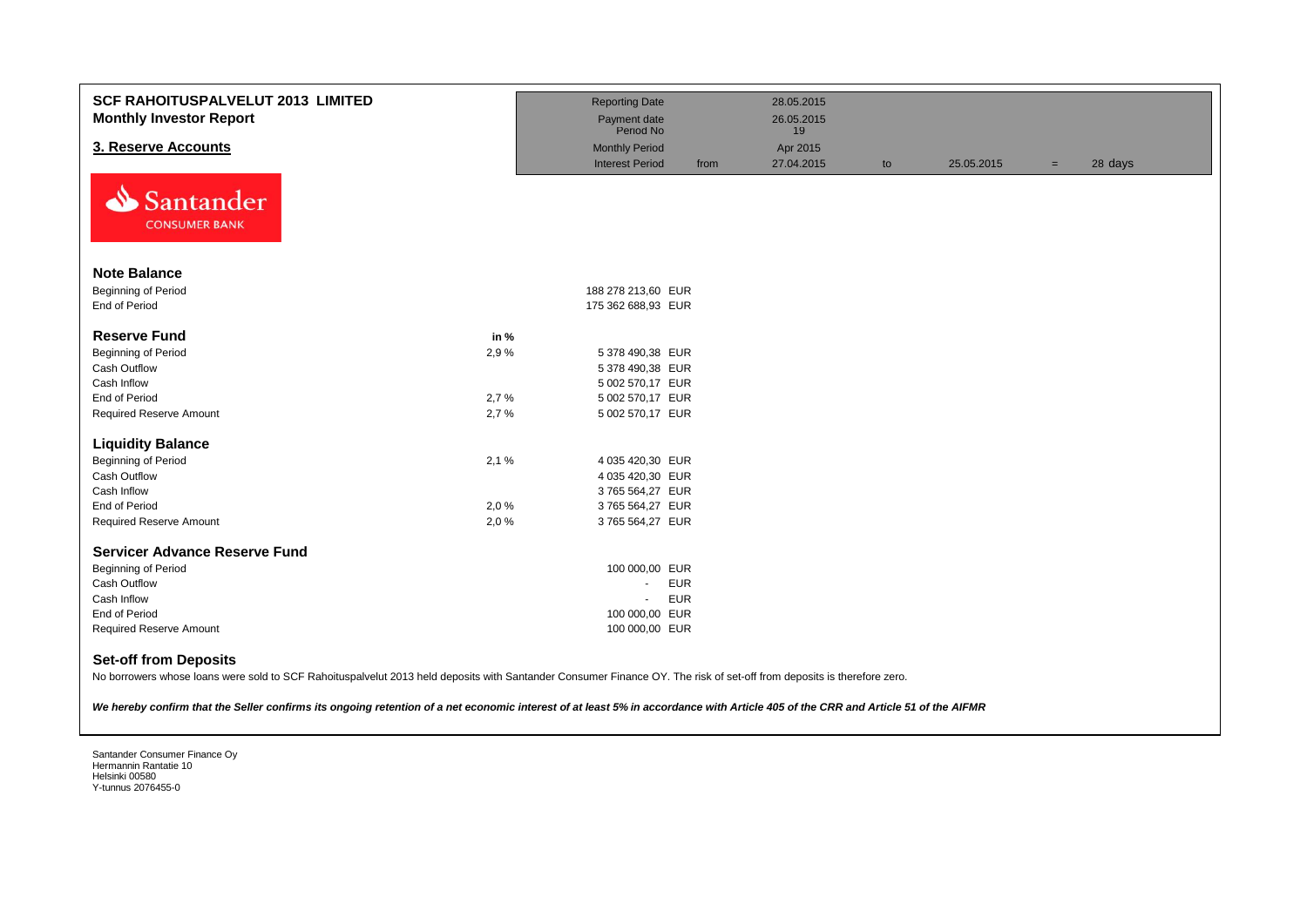**SCF RAHOITUSPALVELUT 2013 LIMITED**
**Monthly Investor Report**

## 3. Reserve Accounts

| | | | | | | |
|---|---|---|---|---|---|---|
| Reporting Date | | 28.05.2015 | | | | |
| Payment date | | 26.05.2015 | | | | |
| Period No | | 19 | | | | |
| Monthly Period | | Apr 2015 | | | | |
| Interest Period | from | 27.04.2015 | to | 25.05.2015 | = | 28 days |

Santander CONSUMER BANK

### Note Balance

| | | |
|---|---|---|
| Beginning of Period | | 188 278 213,60 EUR |
| End of Period | | 175 362 688,93 EUR |

### Reserve Fund

| | in % | |
|---|---|---|
| Beginning of Period | 2,9 % | 5 378 490,38 EUR |
| Cash Outflow | | 5 378 490,38 EUR |
| Cash Inflow | | 5 002 570,17 EUR |
| End of Period | 2,7 % | 5 002 570,17 EUR |
| Required Reserve Amount | 2,7 % | 5 002 570,17 EUR |

### Liquidity Balance

| | | |
|---|---|---|
| Beginning of Period | 2,1 % | 4 035 420,30 EUR |
| Cash Outflow | | 4 035 420,30 EUR |
| Cash Inflow | | 3 765 564,27 EUR |
| End of Period | 2,0 % | 3 765 564,27 EUR |
| Required Reserve Amount | 2,0 % | 3 765 564,27 EUR |

### Servicer Advance Reserve Fund

| | | |
|---|---|---|
| Beginning of Period | | 100 000,00 EUR |
| Cash Outflow | | - EUR |
| Cash Inflow | | - EUR |
| End of Period | | 100 000,00 EUR |
| Required Reserve Amount | | 100 000,00 EUR |

### Set-off from Deposits

No borrowers whose loans were sold to SCF Rahoituspalvelut 2013 held deposits with Santander Consumer Finance OY. The risk of set-off from deposits is therefore zero.

***We hereby confirm that the Seller confirms its ongoing retention of a net economic interest of at least 5% in accordance with Article 405 of the CRR and Article 51 of the AIFMR***

Santander Consumer Finance Oy
Hermannin Rantatie 10
Helsinki 00580
Y-tunnus 2076455-0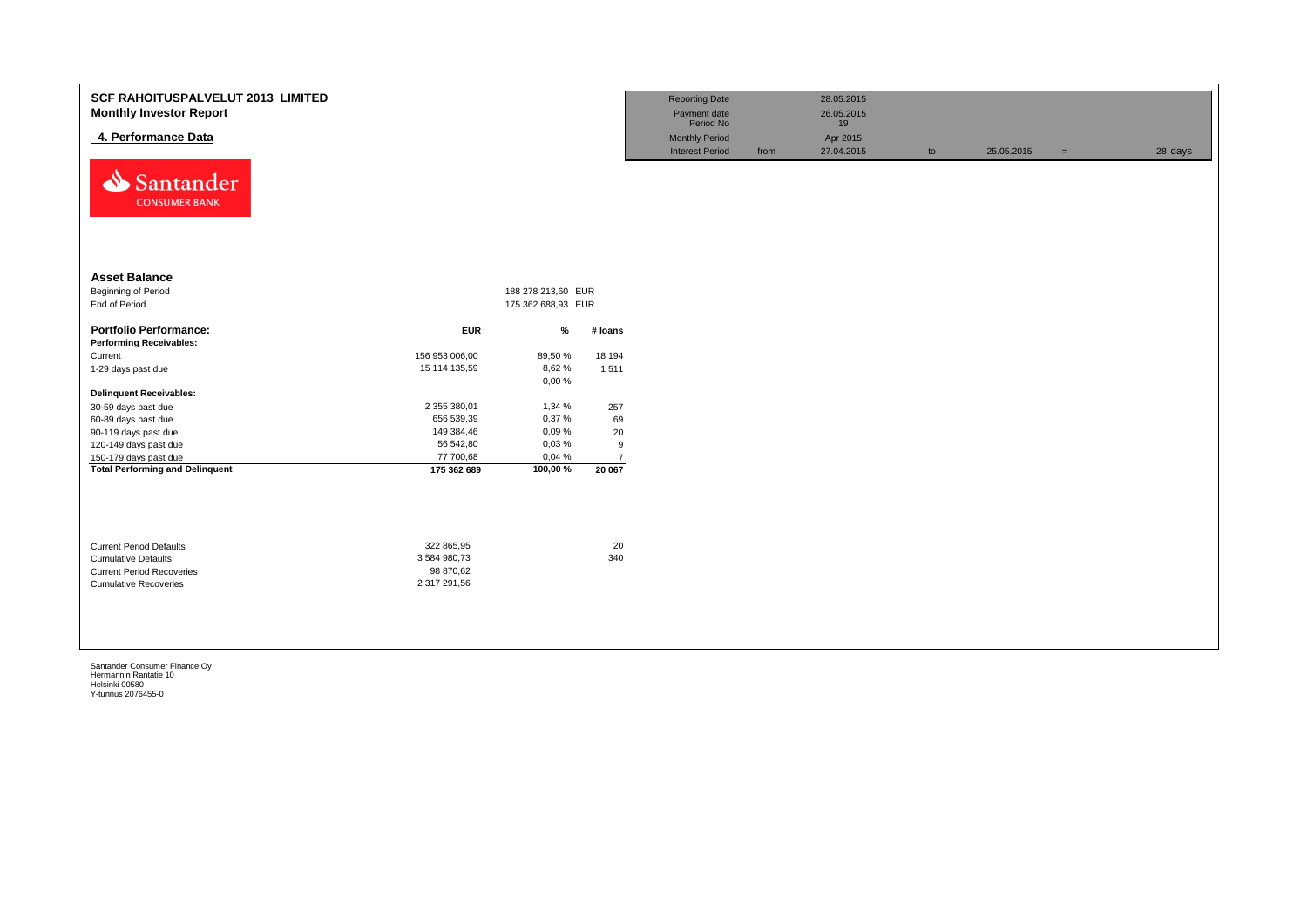# SCF RAHOITUSPALVELUT 2013 LIMITED

## Monthly Investor Report

### 4. Performance Data

| Reporting Date | | 28.05.2015 | | | | |
|---|---|---|---|---|---|---|
| Payment date Period No | | 26.05.2015 19 | | | | |
| Monthly Period | | Apr 2015 | | | | |
| Interest Period | from | 27.04.2015 | to | 25.05.2015 | = | 28 days |

**Asset Balance**

| | | |
|---|---|---|
| Beginning of Period | 188 278 213,60 | EUR |
| End of Period | 175 362 688,93 | EUR |

| **Portfolio Performance:** | **EUR** | **%** | **# loans** |
|---|---|---|---|
| **Performing Receivables:** | | | |
| Current | 156 953 006,00 | 89,50 % | 18 194 |
| 1-29 days past due | 15 114 135,59 | 8,62 % | 1 511 |
| | | 0,00 % | |
| **Delinquent Receivables:** | | | |
| 30-59 days past due | 2 355 380,01 | 1,34 % | 257 |
| 60-89 days past due | 656 539,39 | 0,37 % | 69 |
| 90-119 days past due | 149 384,46 | 0,09 % | 20 |
| 120-149 days past due | 56 542,80 | 0,03 % | 9 |
| 150-179 days past due | 77 700,68 | 0,04 % | 7 |
| **Total Performing and Delinquent** | **175 362 689** | **100,00 %** | **20 067** |

| | | |
|---|---|---|
| Current Period Defaults | 322 865,95 | 20 |
| Cumulative Defaults | 3 584 980,73 | 340 |
| Current Period Recoveries | 98 870,62 | |
| Cumulative Recoveries | 2 317 291,56 | |

Santander Consumer Finance Oy
Hermannin Rantatie 10
Helsinki 00580
Y-tunnus 2076455-0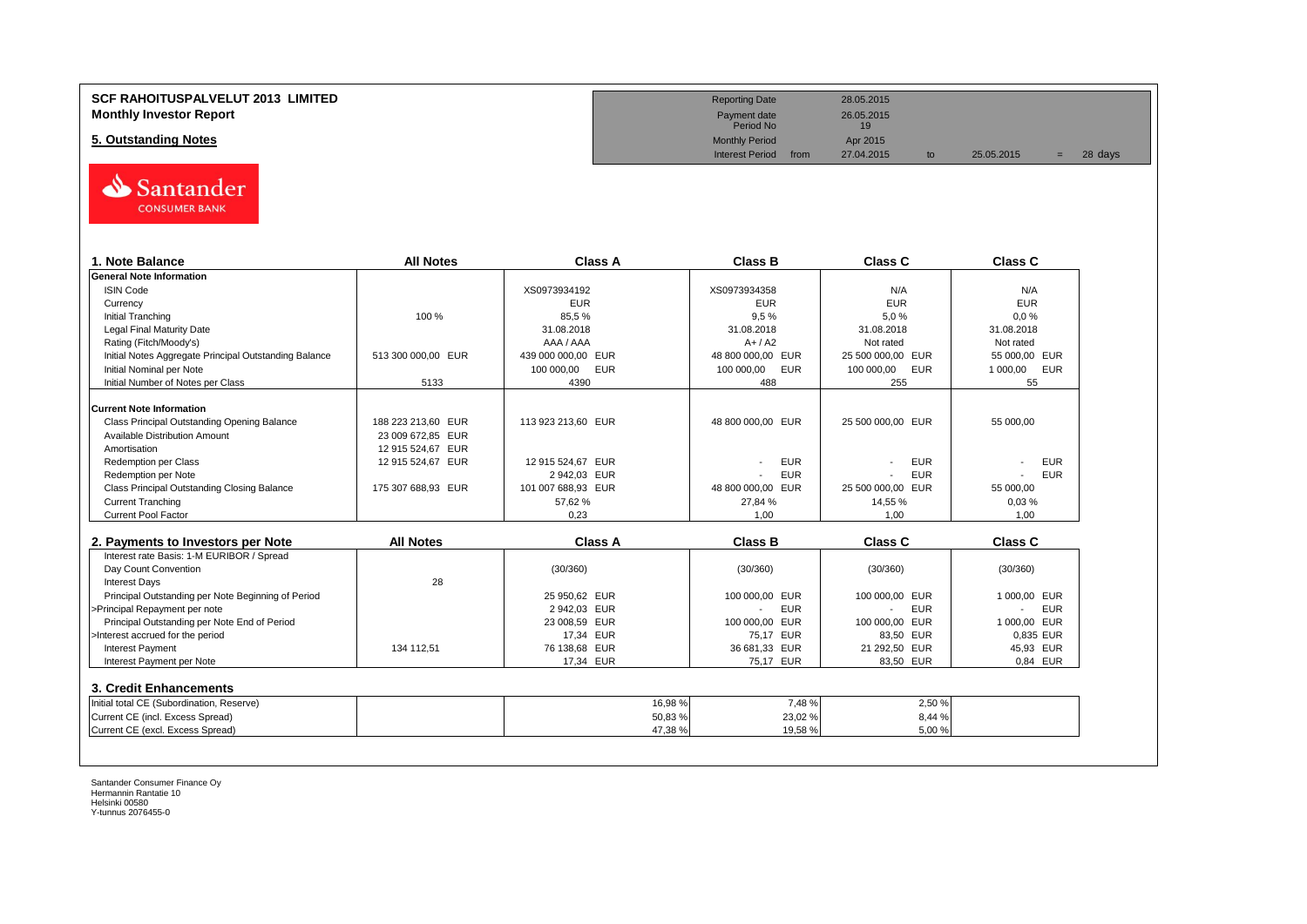**SCF RAHOITUSPALVELUT 2013 LIMITED**
**Monthly Investor Report**

**5. Outstanding Notes**

| | | | | | |
|---|---|---|---|---|---|
| Reporting Date | | 28.05.2015 | | | |
| Payment date | | 26.05.2015 | | | |
| Period No | | 19 | | | |
| Monthly Period | | Apr 2015 | | | |
| Interest Period | from | 27.04.2015 | to | 25.05.2015 | = 28 days |

| 1. Note Balance | All Notes | Class A | Class B | Class C | Class C |
|---|---|---|---|---|---|
| **General Note Information** | | | | | |
| ISIN Code | | XS0973934192 | XS0973934358 | N/A | N/A |
| Currency | | EUR | EUR | EUR | EUR |
| Initial Tranching | 100 % | 85,5 % | 9,5 % | 5,0 % | 0,0 % |
| Legal Final Maturity Date | | 31.08.2018 | 31.08.2018 | 31.08.2018 | 31.08.2018 |
| Rating (Fitch/Moody's) | | AAA / AAA | A+ / A2 | Not rated | Not rated |
| Initial Notes Aggregate Principal Outstanding Balance | 513 300 000,00 EUR | 439 000 000,00 EUR | 48 800 000,00 EUR | 25 500 000,00 EUR | 55 000,00 EUR |
| Initial Nominal per Note | | 100 000,00 EUR | 100 000,00 EUR | 100 000,00 EUR | 1 000,00 EUR |
| Initial Number of Notes per Class | 5133 | 4390 | 488 | 255 | 55 |
| **Current Note Information** | | | | | |
| Class Principal Outstanding Opening Balance | 188 223 213,60 EUR | 113 923 213,60 EUR | 48 800 000,00 EUR | 25 500 000,00 EUR | 55 000,00 |
| Available Distribution Amount | 23 009 672,85 EUR | | | | |
| Amortisation | 12 915 524,67 EUR | | | | |
| Redemption per Class | 12 915 524,67 EUR | 12 915 524,67 EUR | - EUR | - EUR | - EUR |
| Redemption per Note | | 2 942,03 EUR | - EUR | - EUR | - EUR |
| Class Principal Outstanding Closing Balance | 175 307 688,93 EUR | 101 007 688,93 EUR | 48 800 000,00 EUR | 25 500 000,00 EUR | 55 000,00 |
| Current Tranching | | 57,62 % | 27,84 % | 14,55 % | 0,03 % |
| Current Pool Factor | | 0,23 | 1,00 | 1,00 | 1,00 |

| 2. Payments to Investors per Note | All Notes | Class A | Class B | Class C | Class C |
|---|---|---|---|---|---|
| Interest rate Basis: 1-M EURIBOR / Spread | | | | | |
| Day Count Convention | | (30/360) | (30/360) | (30/360) | (30/360) |
| Interest Days | 28 | | | | |
| Principal Outstanding per Note Beginning of Period | | 25 950,62 EUR | 100 000,00 EUR | 100 000,00 EUR | 1 000,00 EUR |
| >Principal Repayment per note | | 2 942,03 EUR | - EUR | - EUR | - EUR |
| Principal Outstanding per Note End of Period | | 23 008,59 EUR | 100 000,00 EUR | 100 000,00 EUR | 1 000,00 EUR |
| >Interest accrued for the period | | 17,34 EUR | 75,17 EUR | 83,50 EUR | 0,835 EUR |
| Interest Payment | 134 112,51 | 76 138,68 EUR | 36 681,33 EUR | 21 292,50 EUR | 45,93 EUR |
| Interest Payment per Note | | 17,34 EUR | 75,17 EUR | 83,50 EUR | 0,84 EUR |

**3. Credit Enhancements**

| | | | | | |
|---|---|---|---|---|---|
| Initial total CE (Subordination, Reserve) | | 16,98 % | 7,48 % | 2,50 % | |
| Current CE (incl. Excess Spread) | | 50,83 % | 23,02 % | 8,44 % | |
| Current CE (excl. Excess Spread) | | 47,38 % | 19,58 % | 5,00 % | |

Santander Consumer Finance Oy
Hermannin Rantatie 10
Helsinki 00580
Y-tunnus 2076455-0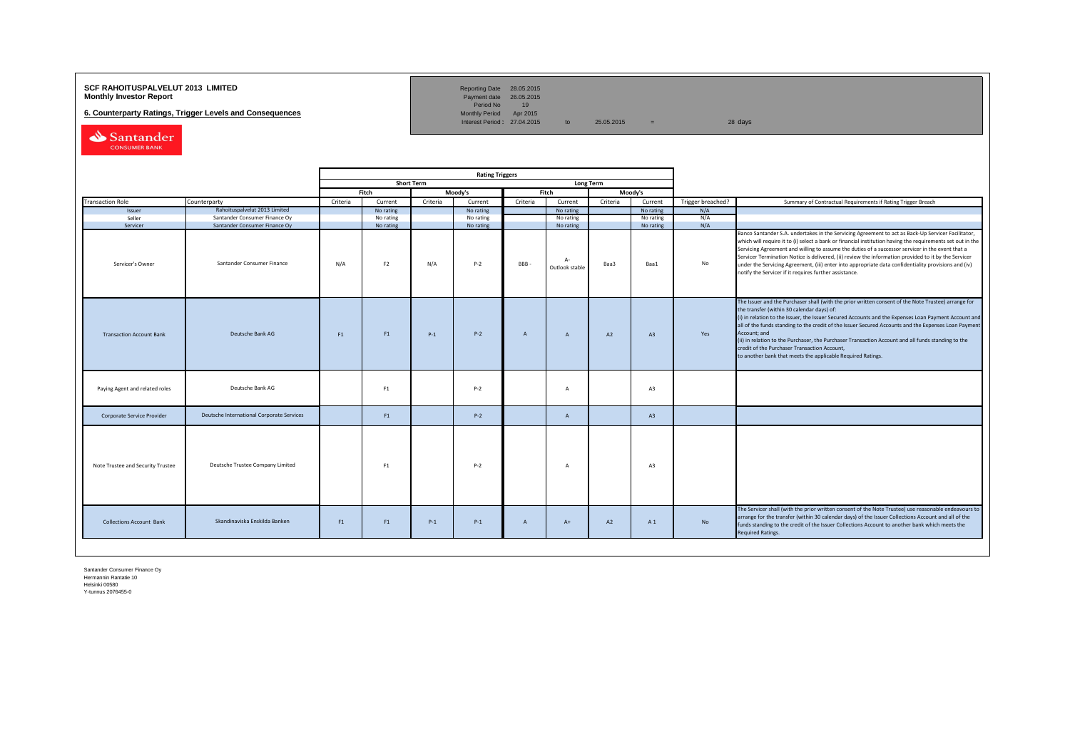**SCF RAHOITUSPALVELUT 2013 LIMITED**
**Monthly Investor Report**

**6. Counterparty Ratings, Trigger Levels and Consequences**

| | | | | |
|---|---|---|---|---|
| Reporting Date | 28.05.2015 | | | |
| Payment date | 26.05.2015 | | | |
| Period No | 19 | | | |
| Monthly Period | Apr 2015 | | | |
| Interest Period : | 27.04.2015 | to 25.05.2015 | = | 28 days |

| | | Rating Triggers | | | | | | | | | |
|---|---|---|---|---|---|---|---|---|---|---|---|
| | | Short Term | | | | Long Term | | | | | |
| | | Fitch | | Moody's | | Fitch | | Moody's | | | |
| Transaction Role | Counterparty | Criteria | Current | Criteria | Current | Criteria | Current | Criteria | Current | Trigger breached? | Summary of Contractual Requirements if Rating Trigger Breach |
| Issuer | Rahoituspalvelut 2013 Limited | | No rating | | No rating | | No rating | | No rating | N/A | |
| Seller | Santander Consumer Finance Oy | | No rating | | No rating | | No rating | | No rating | N/A | |
| Servicer | Santander Consumer Finance Oy | | No rating | | No rating | | No rating | | No rating | N/A | |
| Servicer's Owner | Santander Consumer Finance | N/A | F2 | N/A | P-2 | BBB - | A- Outlook stable | Baa3 | Baa1 | No | Banco Santander S.A. undertakes in the Servicing Agreement to act as Back-Up Servicer Facilitator, which will require it to (i) select a bank or financial institution having the requirements set out in the Servicing Agreement and willing to assume the duties of a successor servicer in the event that a Servicer Termination Notice is delivered, (ii) review the information provided to it by the Servicer under the Servicing Agreement, (iii) enter into appropriate data confidentiality provisions and (iv) notify the Servicer if it requires further assistance. |
| Transaction Account Bank | Deutsche Bank AG | F1 | F1 | P-1 | P-2 | A | A | A2 | A3 | Yes | The Issuer and the Purchaser shall (with the prior written consent of the Note Trustee) arrange for the transfer (within 30 calendar days) of:<br>(i) in relation to the Issuer, the Issuer Secured Accounts and the Expenses Loan Payment Account and all of the funds standing to the credit of the Issuer Secured Accounts and the Expenses Loan Payment Account; and<br>(ii) in relation to the Purchaser, the Purchaser Transaction Account and all funds standing to the credit of the Purchaser Transaction Account,<br>to another bank that meets the applicable Required Ratings. |
| Paying Agent and related roles | Deutsche Bank AG | | F1 | | P-2 | | A | | A3 | | |
| Corporate Service Provider | Deutsche International Corporate Services | | F1 | | P-2 | | A | | A3 | | |
| Note Trustee and Security Trustee | Deutsche Trustee Company Limited | | F1 | | P-2 | | A | | A3 | | |
| Collections Account Bank | Skandinaviska Enskilda Banken | F1 | F1 | P-1 | P-1 | A | A+ | A2 | A 1 | No | The Servicer shall (with the prior written consent of the Note Trustee) use reasonable endeavours to arrange for the transfer (within 30 calendar days) of the Issuer Collections Account and all of the funds standing to the credit of the Issuer Collections Account to another bank which meets the Required Ratings. |

Santander Consumer Finance Oy
Hermannin Rantatie 10
Helsinki 00580
Y-tunnus 2076455-0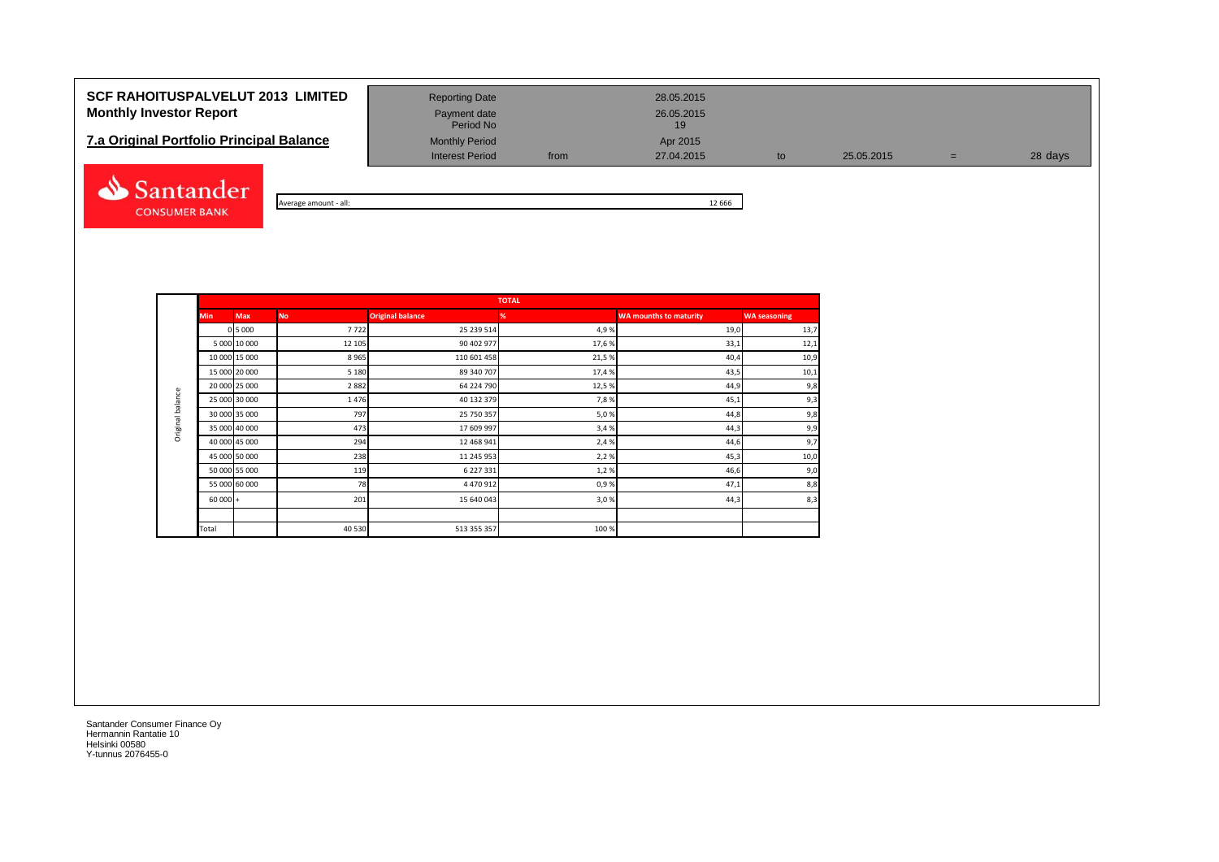# SCF RAHOITUSPALVELUT 2013 LIMITED
## Monthly Investor Report

### 7.a Original Portfolio Principal Balance

| | | | | | | |
|---|---|---|---|---|---|---|
| Reporting Date | | 28.05.2015 | | | | |
| Payment date | | 26.05.2015 | | | | |
| Period No | | 19 | | | | |
| Monthly Period | | Apr 2015 | | | | |
| Interest Period | from | 27.04.2015 | to | 25.05.2015 | = | 28 days |

Average amount - all: 12 666

| | TOTAL | | | | | | |
|---|---|---|---|---|---|---|---|
| | Min | Max | No | Original balance | % | WA mounths to maturity | WA seasoning |
| Original balance | 0 | 5 000 | 7 722 | 25 239 514 | 4,9 % | 19,0 | 13,7 |
| | 5 000 | 10 000 | 12 105 | 90 402 977 | 17,6 % | 33,1 | 12,1 |
| | 10 000 | 15 000 | 8 965 | 110 601 458 | 21,5 % | 40,4 | 10,9 |
| | 15 000 | 20 000 | 5 180 | 89 340 707 | 17,4 % | 43,5 | 10,1 |
| | 20 000 | 25 000 | 2 882 | 64 224 790 | 12,5 % | 44,9 | 9,8 |
| | 25 000 | 30 000 | 1 476 | 40 132 379 | 7,8 % | 45,1 | 9,3 |
| | 30 000 | 35 000 | 797 | 25 750 357 | 5,0 % | 44,8 | 9,8 |
| | 35 000 | 40 000 | 473 | 17 609 997 | 3,4 % | 44,3 | 9,9 |
| | 40 000 | 45 000 | 294 | 12 468 941 | 2,4 % | 44,6 | 9,7 |
| | 45 000 | 50 000 | 238 | 11 245 953 | 2,2 % | 45,3 | 10,0 |
| | 50 000 | 55 000 | 119 | 6 227 331 | 1,2 % | 46,6 | 9,0 |
| | 55 000 | 60 000 | 78 | 4 470 912 | 0,9 % | 47,1 | 8,8 |
| | 60 000 | + | 201 | 15 640 043 | 3,0 % | 44,3 | 8,3 |
| | | | | | | | |
| | Total | | 40 530 | 513 355 357 | 100 % | | |

Santander Consumer Finance Oy
Hermannin Rantatie 10
Helsinki 00580
Y-tunnus 2076455-0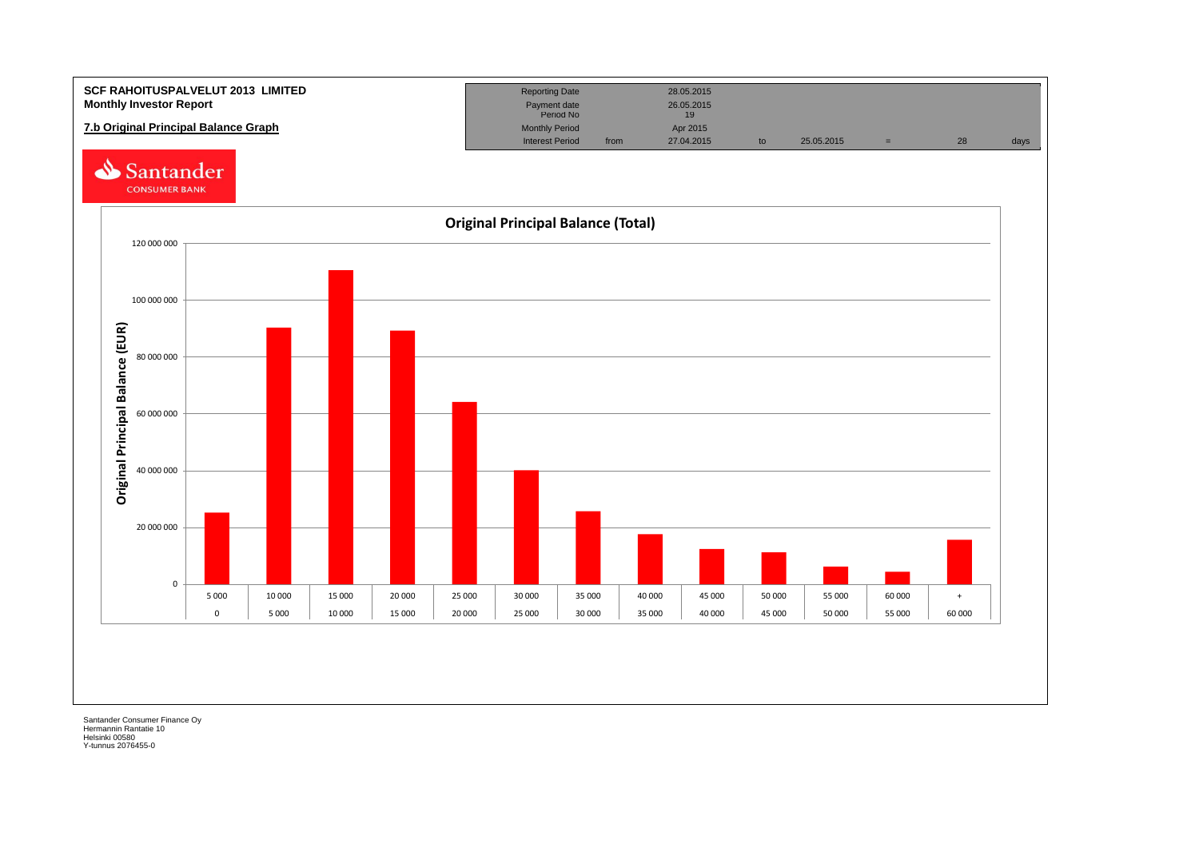**SCF RAHOITUSPALVELUT 2013 LIMITED**
**Monthly Investor Report**

**7.b Original Principal Balance Graph**

| Reporting Date | | 28.05.2015 | | | | | |
|---|---|---|---|---|---|---|---|
| Payment date | | 26.05.2015 | | | | | |
| Period No | | 19 | | | | | |
| Monthly Period | | Apr 2015 | | | | | |
| Interest Period | from | 27.04.2015 | to | 25.05.2015 | = | 28 | days |

Santander CONSUMER BANK

**Original Principal Balance (Total)**

Original Principal Balance (EUR)

| 0 – 5 000 | 5 000 – 10 000 | 10 000 – 15 000 | 15 000 – 20 000 | 20 000 – 25 000 | 25 000 – 30 000 | 30 000 – 35 000 | 35 000 – 40 000 | 40 000 – 45 000 | 45 000 – 50 000 | 50 000 – 55 000 | 55 000 – 60 000 | 60 000 + |
|---|---|---|---|---|---|---|---|---|---|---|---|---|

Santander Consumer Finance Oy
Hermannin Rantatie 10
Helsinki 00580
Y-tunnus 2076455-0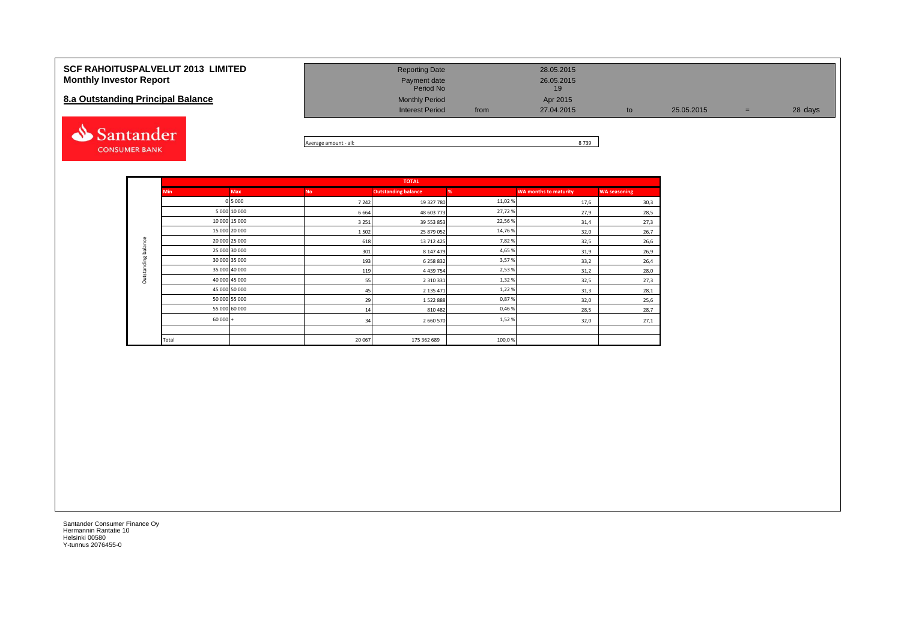# SCF RAHOITUSPALVELUT 2013 LIMITED
## Monthly Investor Report

### 8.a Outstanding Principal Balance

| | | | | | | |
|---|---|---|---|---|---|---|
| Reporting Date | | 28.05.2015 | | | | |
| Payment date | | 26.05.2015 | | | | |
| Period No | | 19 | | | | |
| Monthly Period | | Apr 2015 | | | | |
| Interest Period | from | 27.04.2015 | to | 25.05.2015 | = | 28 days |

Average amount - all: 8 739

| | TOTAL | | | | | | |
|---|---|---|---|---|---|---|---|
| | Min | Max | No | Outstanding balance | % | WA months to maturity | WA seasoning |
| Outstanding balance | 0 | 5 000 | 7 242 | 19 327 780 | 11,02 % | 17,6 | 30,3 |
| | 5 000 | 10 000 | 6 664 | 48 603 773 | 27,72 % | 27,9 | 28,5 |
| | 10 000 | 15 000 | 3 251 | 39 553 853 | 22,56 % | 31,4 | 27,3 |
| | 15 000 | 20 000 | 1 502 | 25 879 052 | 14,76 % | 32,0 | 26,7 |
| | 20 000 | 25 000 | 618 | 13 712 425 | 7,82 % | 32,5 | 26,6 |
| | 25 000 | 30 000 | 301 | 8 147 479 | 4,65 % | 31,9 | 26,9 |
| | 30 000 | 35 000 | 193 | 6 258 832 | 3,57 % | 33,2 | 26,4 |
| | 35 000 | 40 000 | 119 | 4 439 754 | 2,53 % | 31,2 | 28,0 |
| | 40 000 | 45 000 | 55 | 2 310 331 | 1,32 % | 32,5 | 27,3 |
| | 45 000 | 50 000 | 45 | 2 135 471 | 1,22 % | 31,3 | 28,1 |
| | 50 000 | 55 000 | 29 | 1 522 888 | 0,87 % | 32,0 | 25,6 |
| | 55 000 | 60 000 | 14 | 810 482 | 0,46 % | 28,5 | 28,7 |
| | 60 000 | + | 34 | 2 660 570 | 1,52 % | 32,0 | 27,1 |
| | | | | | | | |
| | Total | | 20 067 | 175 362 689 | 100,0 % | | |

Santander Consumer Finance Oy
Hermannin Rantatie 10
Helsinki 00580
Y-tunnus 2076455-0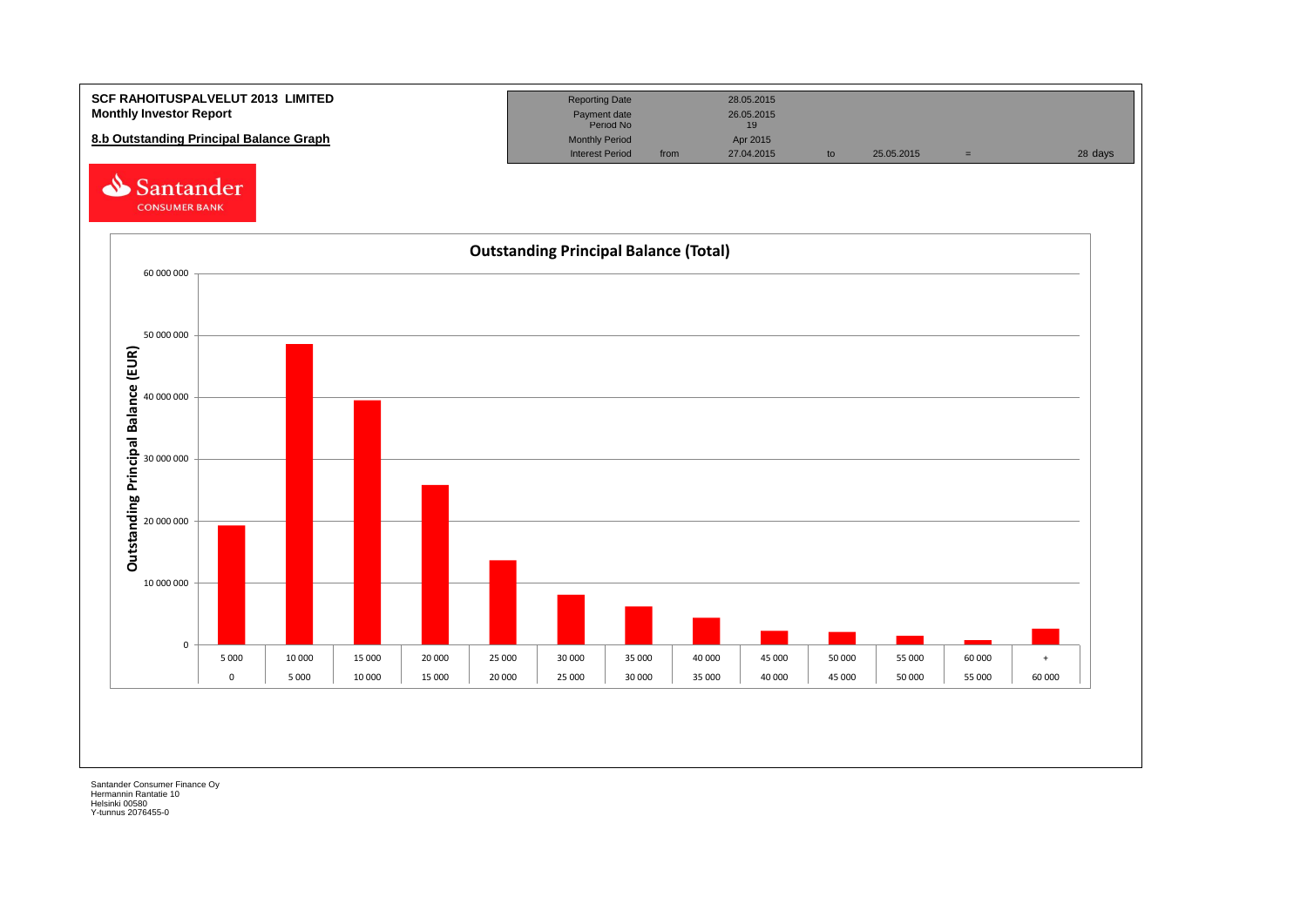**SCF RAHOITUSPALVELUT 2013 LIMITED**
**Monthly Investor Report**

**8.b Outstanding Principal Balance Graph**

| Reporting Date | | 28.05.2015 | | | | |
|---|---|---|---|---|---|---|
| Payment date | | 26.05.2015 | | | | |
| Period No | | 19 | | | | |
| Monthly Period | | Apr 2015 | | | | |
| Interest Period | from | 27.04.2015 | to | 25.05.2015 | = | 28 days |

Santander CONSUMER BANK

**Outstanding Principal Balance (Total)**

Y-axis: Outstanding Principal Balance (EUR) — 0, 10 000 000, 20 000 000, 30 000 000, 40 000 000, 50 000 000, 60 000 000

| From | 0 | 5 000 | 10 000 | 15 000 | 20 000 | 25 000 | 30 000 | 35 000 | 40 000 | 45 000 | 50 000 | 55 000 | 60 000 |
|---|---|---|---|---|---|---|---|---|---|---|---|---|---|
| To | 5 000 | 10 000 | 15 000 | 20 000 | 25 000 | 30 000 | 35 000 | 40 000 | 45 000 | 50 000 | 55 000 | 60 000 | + |

Santander Consumer Finance Oy
Hermannin Rantatie 10
Helsinki 00580
Y-tunnus 2076455-0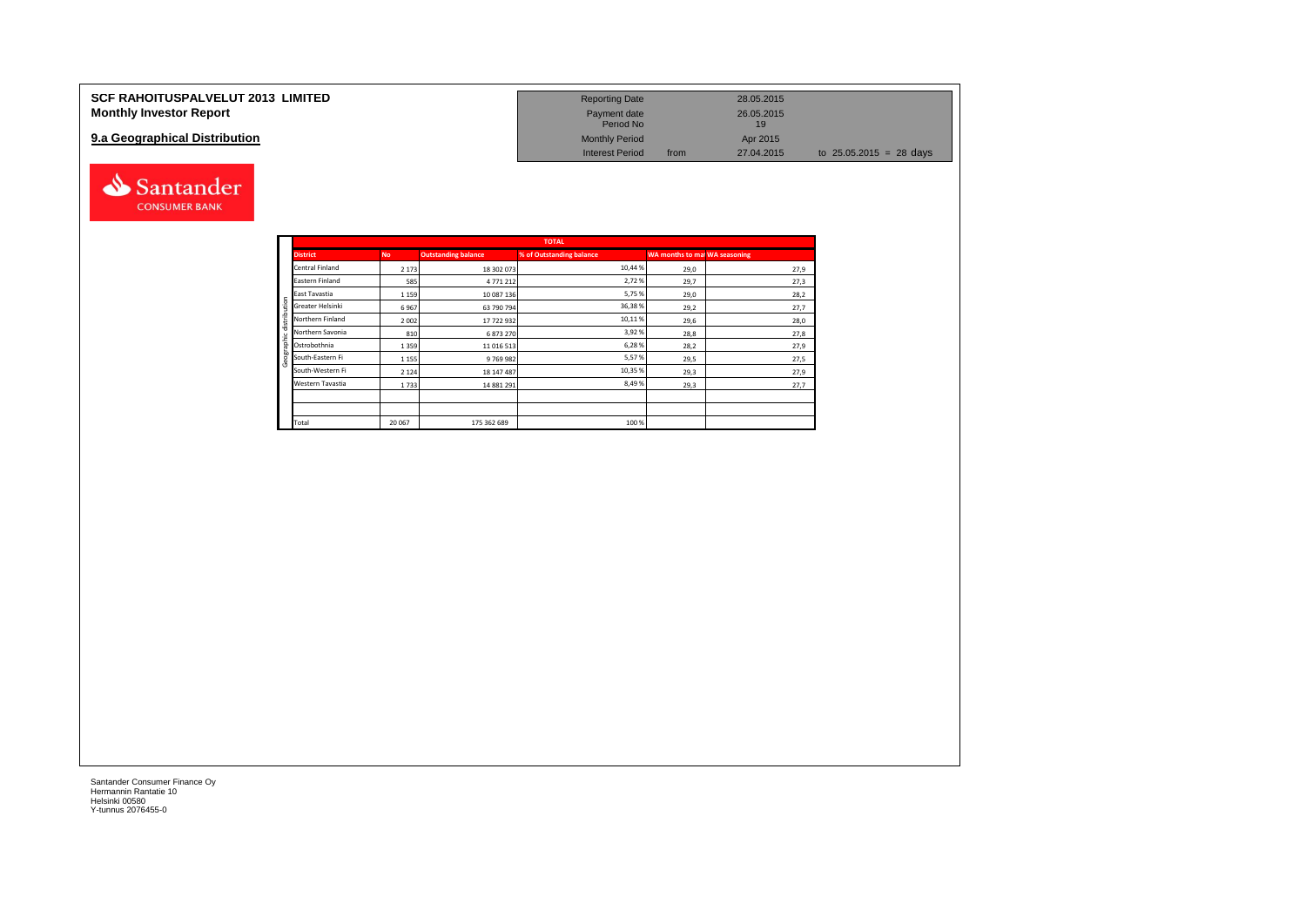**SCF RAHOITUSPALVELUT 2013 LIMITED**
**Monthly Investor Report**

## 9.a Geographical Distribution

| | | | |
|---|---|---|---|
| Reporting Date | | 28.05.2015 | |
| Payment date | | 26.05.2015 | |
| Period No | | 19 | |
| Monthly Period | | Apr 2015 | |
| Interest Period | from | 27.04.2015 | to 25.05.2015 = 28 days |

Santander CONSUMER BANK

| | TOTAL | | | | | |
|---|---|---|---|---|---|---|
| | District | No | Outstanding balance | % of Outstanding balance | WA months to ma | WA seasoning |
| Geographic distribution | Central Finland | 2 173 | 18 302 073 | 10,44 % | 29,0 | 27,9 |
| | Eastern Finland | 585 | 4 771 212 | 2,72 % | 29,7 | 27,3 |
| | East Tavastia | 1 159 | 10 087 136 | 5,75 % | 29,0 | 28,2 |
| | Greater Helsinki | 6 967 | 63 790 794 | 36,38 % | 29,2 | 27,7 |
| | Northern Finland | 2 002 | 17 722 932 | 10,11 % | 29,6 | 28,0 |
| | Northern Savonia | 810 | 6 873 270 | 3,92 % | 28,8 | 27,8 |
| | Ostrobothnia | 1 359 | 11 016 513 | 6,28 % | 28,2 | 27,9 |
| | South-Eastern Fi | 1 155 | 9 769 982 | 5,57 % | 29,5 | 27,5 |
| | South-Western Fi | 2 124 | 18 147 487 | 10,35 % | 29,3 | 27,9 |
| | Western Tavastia | 1 733 | 14 881 291 | 8,49 % | 29,3 | 27,7 |
| | | | | | | |
| | | | | | | |
| | Total | 20 067 | 175 362 689 | 100 % | | |

Santander Consumer Finance Oy
Hermannin Rantatie 10
Helsinki 00580
Y-tunnus 2076455-0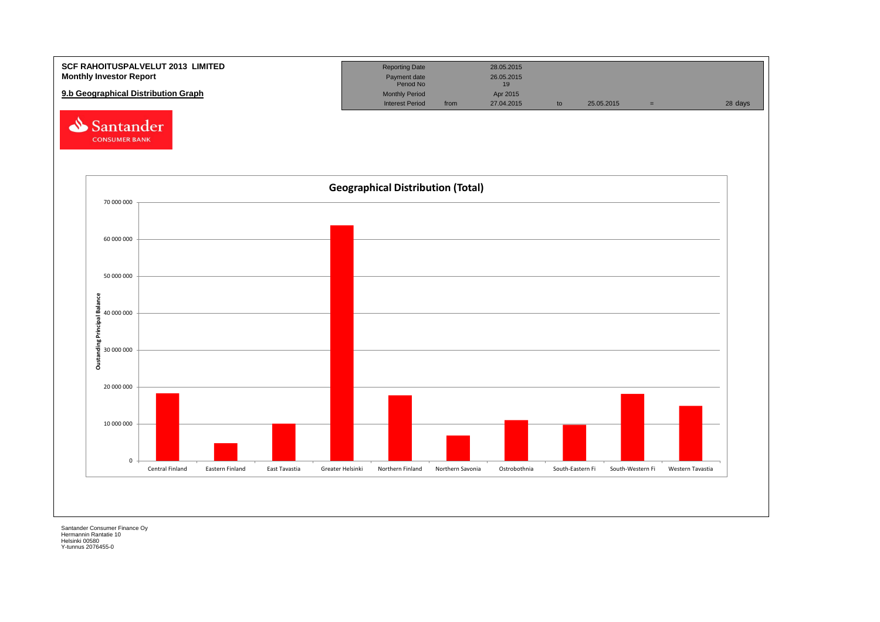**SCF RAHOITUSPALVELUT 2013 LIMITED**
**Monthly Investor Report**

**9.b Geographical Distribution Graph**

| Reporting Date | | 28.05.2015 | | | | |
|---|---|---|---|---|---|---|
| Payment date | | 26.05.2015 | | | | |
| Period No | | 19 | | | | |
| Monthly Period | | Apr 2015 | | | | |
| Interest Period | from | 27.04.2015 | to | 25.05.2015 | = | 28 days |

Santander CONSUMER BANK

**Geographical Distribution (Total)**

Oustanding Principal Balance

70 000 000
60 000 000
50 000 000
40 000 000
30 000 000
20 000 000
10 000 000
0

Central Finland | Eastern Finland | East Tavastia | Greater Helsinki | Northern Finland | Northern Savonia | Ostrobothnia | South-Eastern Fi | South-Western Fi | Western Tavastia

Santander Consumer Finance Oy
Hermannin Rantatie 10
Helsinki 00580
Y-tunnus 2076455-0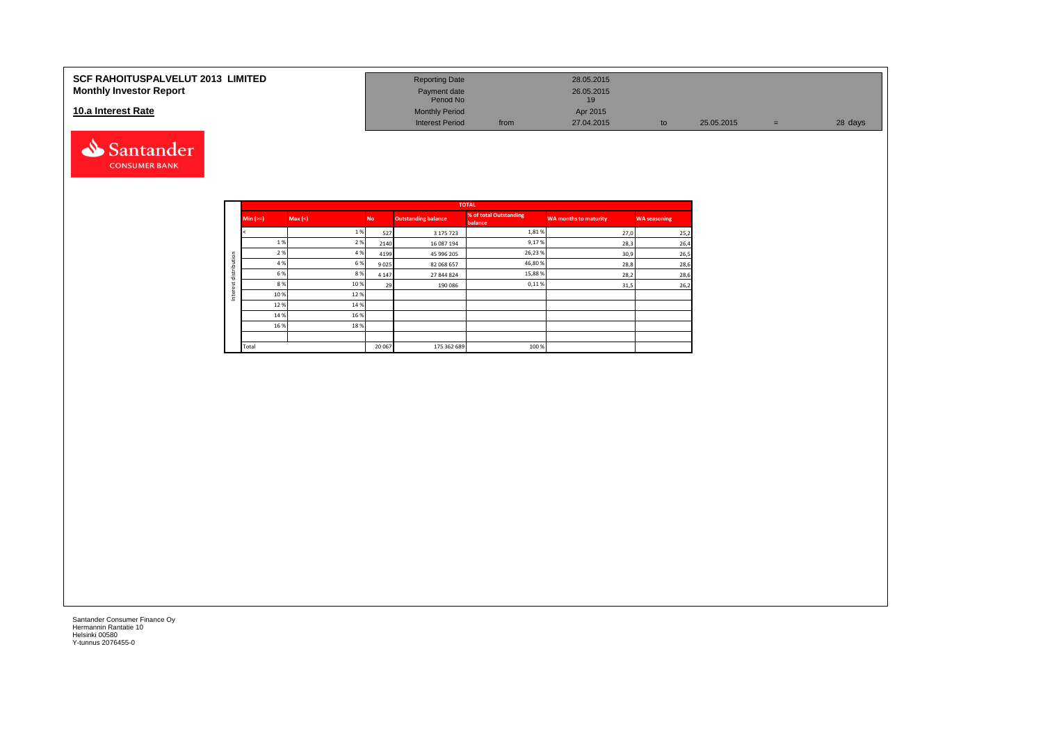**SCF RAHOITUSPALVELUT 2013 LIMITED**
**Monthly Investor Report**

**10.a Interest Rate**

| Reporting Date | | 28.05.2015 | | | | |
|---|---|---|---|---|---|---|
| Payment date | | 26.05.2015 | | | | |
| Period No | | 19 | | | | |
| Monthly Period | | Apr 2015 | | | | |
| Interest Period | from | 27.04.2015 | to | 25.05.2015 | = | 28 days |

| | TOTAL | | | | | | |
|---|---|---|---|---|---|---|---|
| | Min (>=) | Max (<) | No | Outstanding balance | % of total Outstanding balance | WA months to maturity | WA seasoning |
| Interest distribution | < | 1 % | 527 | 3 175 723 | 1,81 % | 27,0 | 25,2 |
| | 1 % | 2 % | 2140 | 16 087 194 | 9,17 % | 28,3 | 26,4 |
| | 2 % | 4 % | 4199 | 45 996 205 | 26,23 % | 30,9 | 26,5 |
| | 4 % | 6 % | 9 025 | 82 068 657 | 46,80 % | 28,8 | 28,6 |
| | 6 % | 8 % | 4 147 | 27 844 824 | 15,88 % | 28,2 | 28,6 |
| | 8 % | 10 % | 29 | 190 086 | 0,11 % | 31,5 | 26,2 |
| | 10 % | 12 % | | | | | |
| | 12 % | 14 % | | | | | |
| | 14 % | 16 % | | | | | |
| | 16 % | 18 % | | | | | |
| | | | | | | | |
| | Total | | 20 067 | 175 362 689 | 100 % | | |

Santander Consumer Finance Oy
Hermannin Rantatie 10
Helsinki 00580
Y-tunnus 2076455-0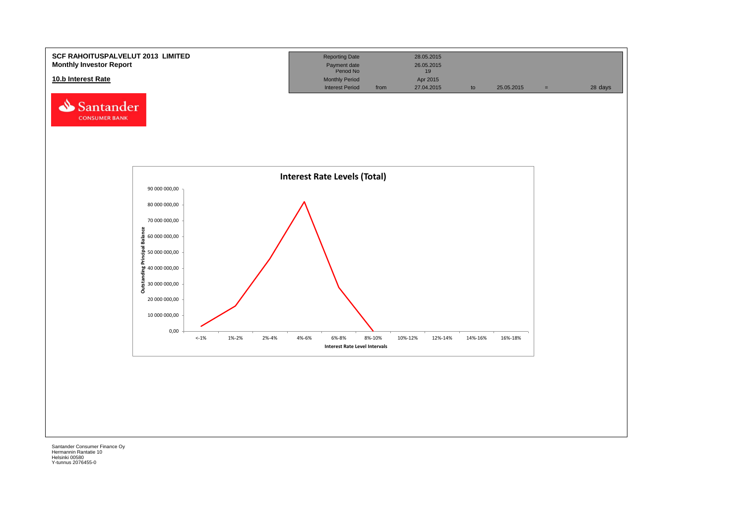**SCF RAHOITUSPALVELUT 2013 LIMITED**
**Monthly Investor Report**

**10.b Interest Rate**

| Reporting Date | | 28.05.2015 | | | | |
|---|---|---|---|---|---|---|
| Payment date | | 26.05.2015 | | | | |
| Period No | | 19 | | | | |
| Monthly Period | | Apr 2015 | | | | |
| Interest Period | from | 27.04.2015 | to | 25.05.2015 | = | 28 days |

**Interest Rate Levels (Total)**

Outstanding Principal Balance: 90 000 000,00; 80 000 000,00; 70 000 000,00; 60 000 000,00; 50 000 000,00; 40 000 000,00; 30 000 000,00; 20 000 000,00; 10 000 000,00; 0,00

Interest Rate Level Intervals: <-1%, 1%-2%, 2%-4%, 4%-6%, 6%-8%, 8%-10%, 10%-12%, 12%-14%, 14%-16%, 16%-18%

Santander Consumer Finance Oy
Hermannin Rantatie 10
Helsinki 00580
Y-tunnus 2076455-0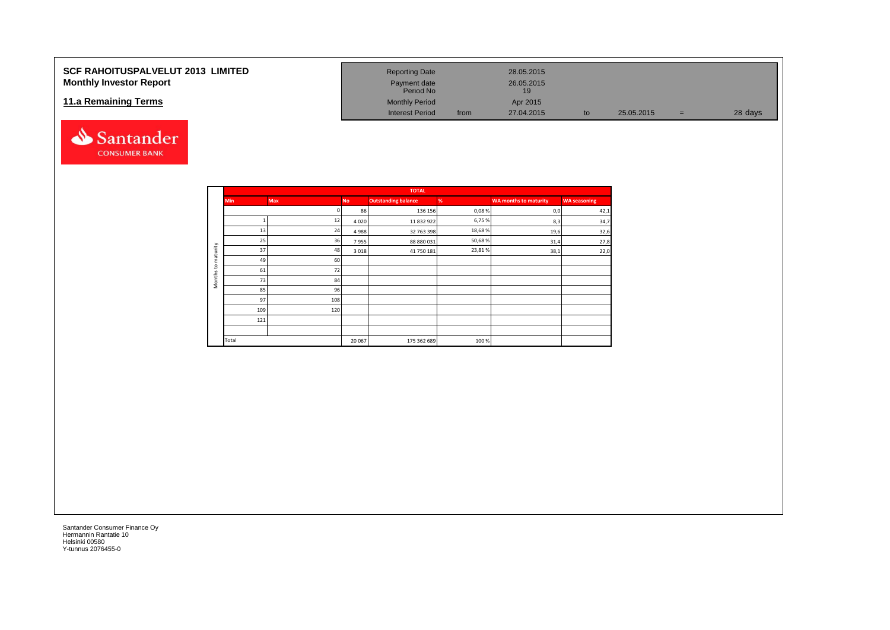**SCF RAHOITUSPALVELUT 2013 LIMITED**
**Monthly Investor Report**

**11.a Remaining Terms**

| Reporting Date | | 28.05.2015 | | | | |
|---|---|---|---|---|---|---|
| Payment date | | 26.05.2015 | | | | |
| Period No | | 19 | | | | |
| Monthly Period | | Apr 2015 | | | | |
| Interest Period | from | 27.04.2015 | to | 25.05.2015 | = | 28 days |

| | TOTAL | | | | | | |
|---|---|---|---|---|---|---|---|
| | Min | Max | No | Outstanding balance | % | WA months to maturity | WA seasoning |
| Months to maturity | | 0 | 86 | 136 156 | 0,08 % | 0,0 | 42,1 |
| | 1 | 12 | 4 020 | 11 832 922 | 6,75 % | 8,3 | 34,7 |
| | 13 | 24 | 4 988 | 32 763 398 | 18,68 % | 19,6 | 32,6 |
| | 25 | 36 | 7 955 | 88 880 031 | 50,68 % | 31,4 | 27,8 |
| | 37 | 48 | 3 018 | 41 750 181 | 23,81 % | 38,1 | 22,0 |
| | 49 | 60 | | | | | |
| | 61 | 72 | | | | | |
| | 73 | 84 | | | | | |
| | 85 | 96 | | | | | |
| | 97 | 108 | | | | | |
| | 109 | 120 | | | | | |
| | 121 | | | | | | |
| | | | | | | | |
| | Total | | 20 067 | 175 362 689 | 100 % | | |

Santander Consumer Finance Oy
Hermannin Rantatie 10
Helsinki 00580
Y-tunnus 2076455-0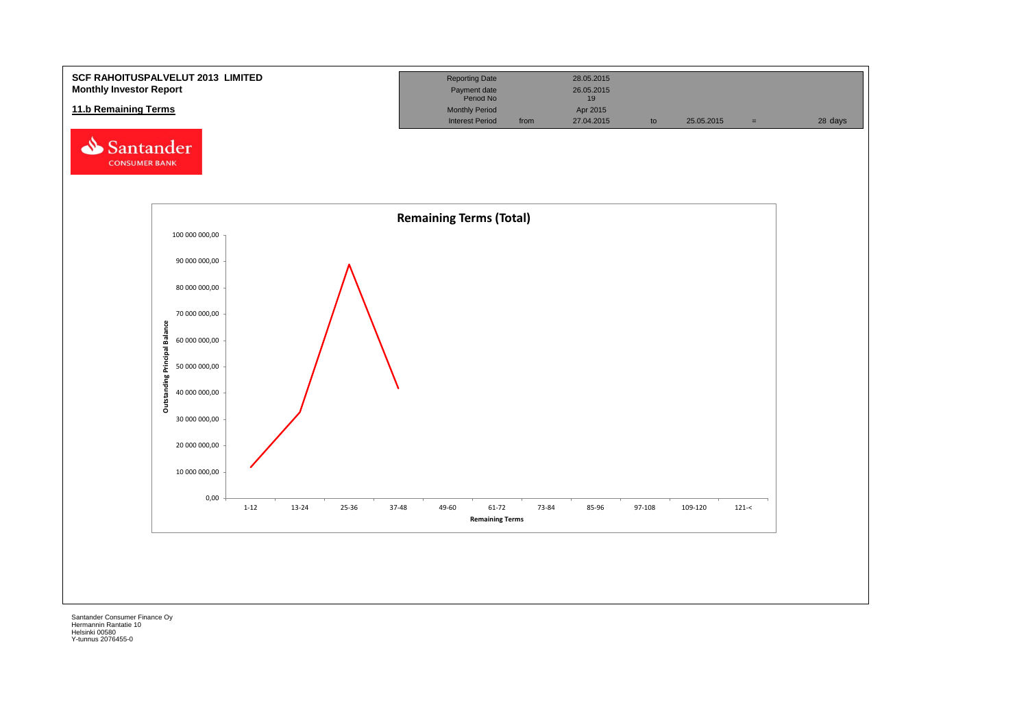**SCF RAHOITUSPALVELUT 2013 LIMITED**
**Monthly Investor Report**

**11.b Remaining Terms**

| Reporting Date | | 28.05.2015 | | | | |
|---|---|---|---|---|---|---|
| Payment date Period No | | 26.05.2015 19 | | | | |
| Monthly Period | | Apr 2015 | | | | |
| Interest Period | from | 27.04.2015 | to | 25.05.2015 | = | 28 days |

Santander CONSUMER BANK

**Remaining Terms (Total)**

Outstanding Principal Balance

100 000 000,00
90 000 000,00
80 000 000,00
70 000 000,00
60 000 000,00
50 000 000,00
40 000 000,00
30 000 000,00
20 000 000,00
10 000 000,00
0,00

1-12 | 13-24 | 25-36 | 37-48 | 49-60 | 61-72 | 73-84 | 85-96 | 97-108 | 109-120 | 121-<

Remaining Terms

Santander Consumer Finance Oy
Hermannin Rantatie 10
Helsinki 00580
Y-tunnus 2076455-0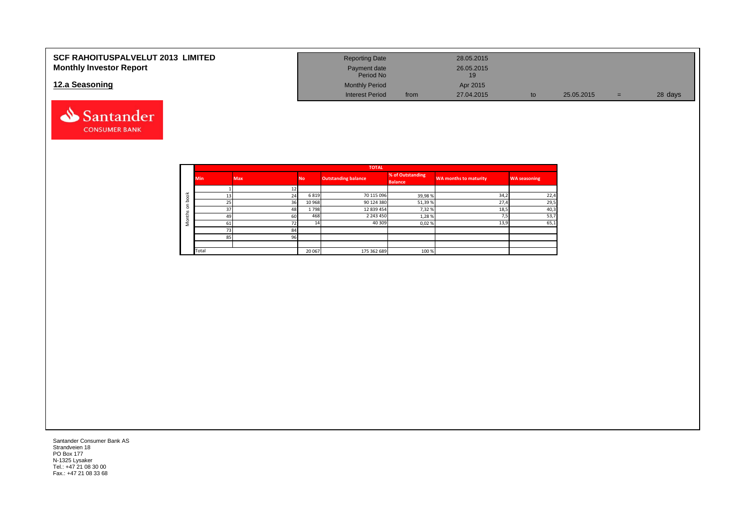# SCF RAHOITUSPALVELUT 2013 LIMITED
## Monthly Investor Report

## 12.a Seasoning

| | | | | | |
|---|---|---|---|---|---|
| Reporting Date | | 28.05.2015 | | | |
| Payment date | | 26.05.2015 | | | |
| Period No | | 19 | | | |
| Monthly Period | | Apr 2015 | | | |
| Interest Period | from | 27.04.2015 | to | 25.05.2015 | = 28 days |

| | TOTAL | | | | | | |
|---|---|---|---|---|---|---|---|
| | Min | Max | No | Outstanding balance | % of Outstanding Balance | WA months to maturity | WA seasoning |
| Months on book | 1 | 12 | | | | | |
| | 13 | 24 | 6 819 | 70 115 096 | 39,98 % | 34,2 | 22,4 |
| | 25 | 36 | 10 968 | 90 124 380 | 51,39 % | 27,4 | 29,5 |
| | 37 | 48 | 1 798 | 12 839 454 | 7,32 % | 18,5 | 40,3 |
| | 49 | 60 | 468 | 2 243 450 | 1,28 % | 7,5 | 53,7 |
| | 61 | 72 | 14 | 40 309 | 0,02 % | 13,9 | 65,1 |
| | 73 | 84 | | | | | |
| | 85 | 96 | | | | | |
| | | | | | | | |
| | Total | | 20 067 | 175 362 689 | 100 % | | |

Santander Consumer Bank AS
Strandveien 18
PO Box 177
N-1325 Lysaker
Tel.: +47 21 08 30 00
Fax.: +47 21 08 33 68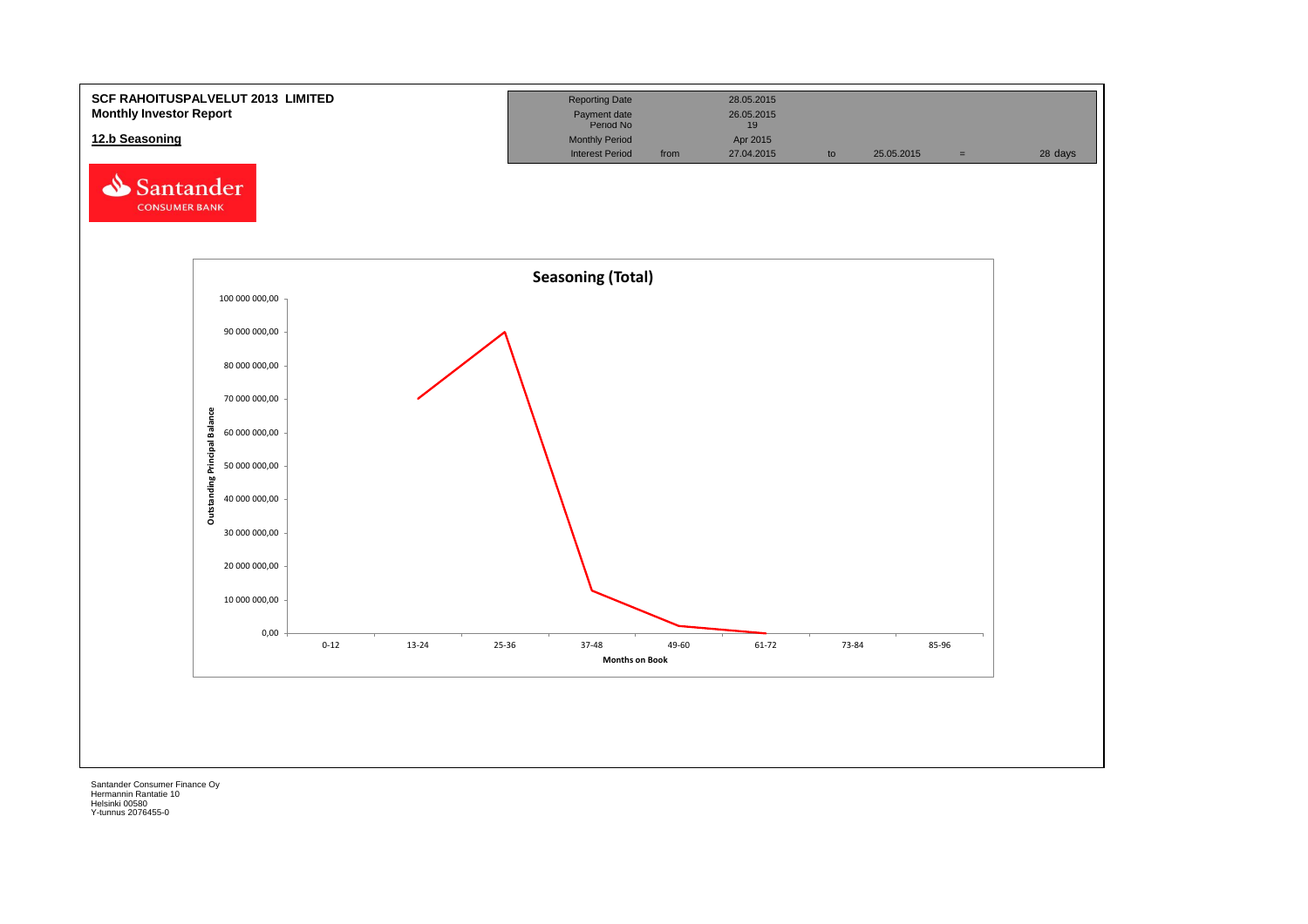**SCF RAHOITUSPALVELUT 2013 LIMITED**
**Monthly Investor Report**

**12.b Seasoning**

| | | | | | | |
|---|---|---|---|---|---|---|
| Reporting Date | | 28.05.2015 | | | | |
| Payment date | | 26.05.2015 | | | | |
| Period No | | 19 | | | | |
| Monthly Period | | Apr 2015 | | | | |
| Interest Period | from | 27.04.2015 | to | 25.05.2015 | = | 28 days |

Santander CONSUMER BANK

**Seasoning (Total)**

Outstanding Principal Balance (y-axis): 0,00 – 100 000 000,00

Months on Book (x-axis): 0-12, 13-24, 25-36, 37-48, 49-60, 61-72, 73-84, 85-96

Santander Consumer Finance Oy
Hermannin Rantatie 10
Helsinki 00580
Y-tunnus 2076455-0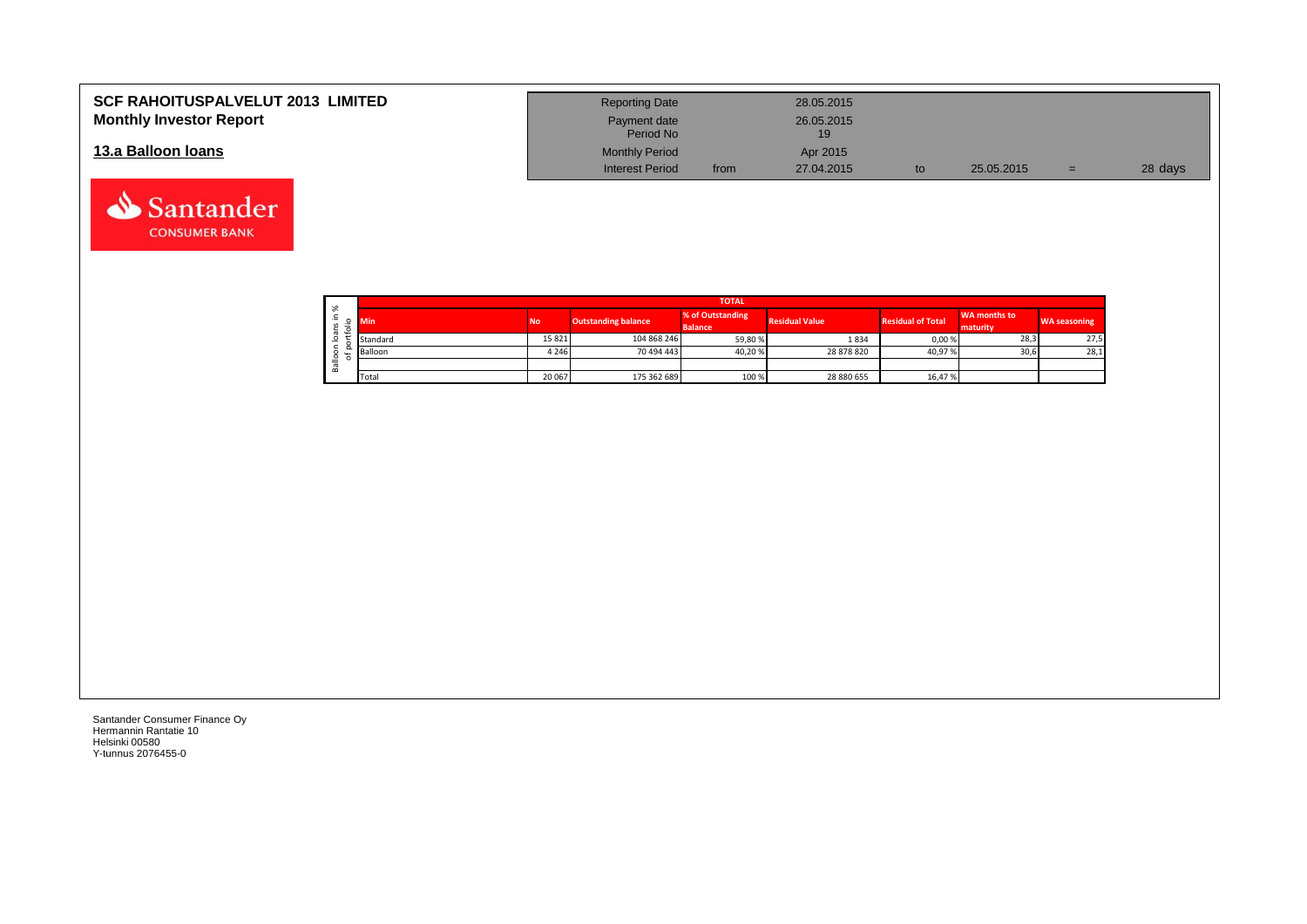# SCF RAHOITUSPALVELUT 2013 LIMITED
## Monthly Investor Report

### 13.a Balloon loans

| | | | | | |
|---|---|---|---|---|---|
| Reporting Date | | 28.05.2015 | | | |
| Payment date | | 26.05.2015 | | | |
| Period No | | 19 | | | |
| Monthly Period | | Apr 2015 | | | |
| Interest Period | from | 27.04.2015 | to | 25.05.2015 | = 28 days |

Balloon loans in % of portfolio

| TOTAL | | | | | | | |
|---|---|---|---|---|---|---|---|
| Min | No | Outstanding balance | % of Outstanding Balance | Residual Value | Residual of Total | WA months to maturity | WA seasoning |
| Standard | 15 821 | 104 868 246 | 59,80 % | 1 834 | 0,00 % | 28,3 | 27,5 |
| Balloon | 4 246 | 70 494 443 | 40,20 % | 28 878 820 | 40,97 % | 30,6 | 28,1 |
| | | | | | | | |
| Total | 20 067 | 175 362 689 | 100 % | 28 880 655 | 16,47 % | | |

Santander Consumer Finance Oy
Hermannin Rantatie 10
Helsinki 00580
Y-tunnus 2076455-0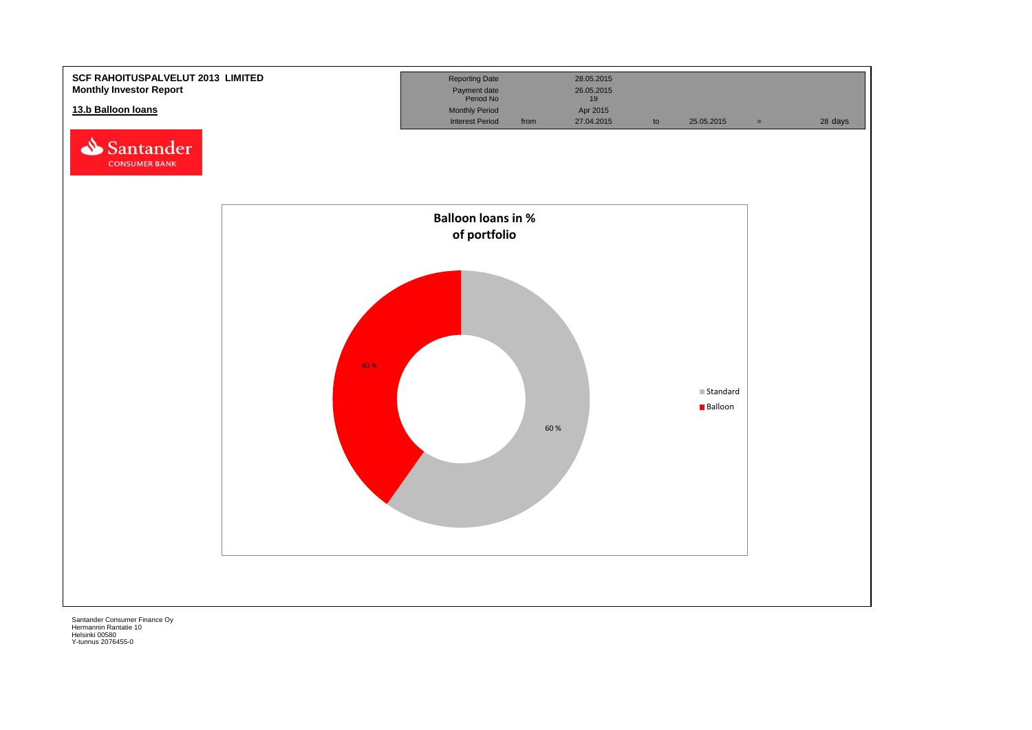**SCF RAHOITUSPALVELUT 2013 LIMITED**
**Monthly Investor Report**

**13.b Balloon loans**

| Reporting Date | | 28.05.2015 | | | | |
|---|---|---|---|---|---|---|
| Payment date | | 26.05.2015 | | | | |
| Period No | | 19 | | | | |
| Monthly Period | | Apr 2015 | | | | |
| Interest Period | from | 27.04.2015 | to | 25.05.2015 | = | 28 days |

Santander CONSUMER BANK

**Balloon loans in % of portfolio**

| | % |
|---|---|
| Standard | 60 % |
| Balloon | 40 % |

Santander Consumer Finance Oy
Hermannin Rantatie 10
Helsinki 00580
Y-tunnus 2076455-0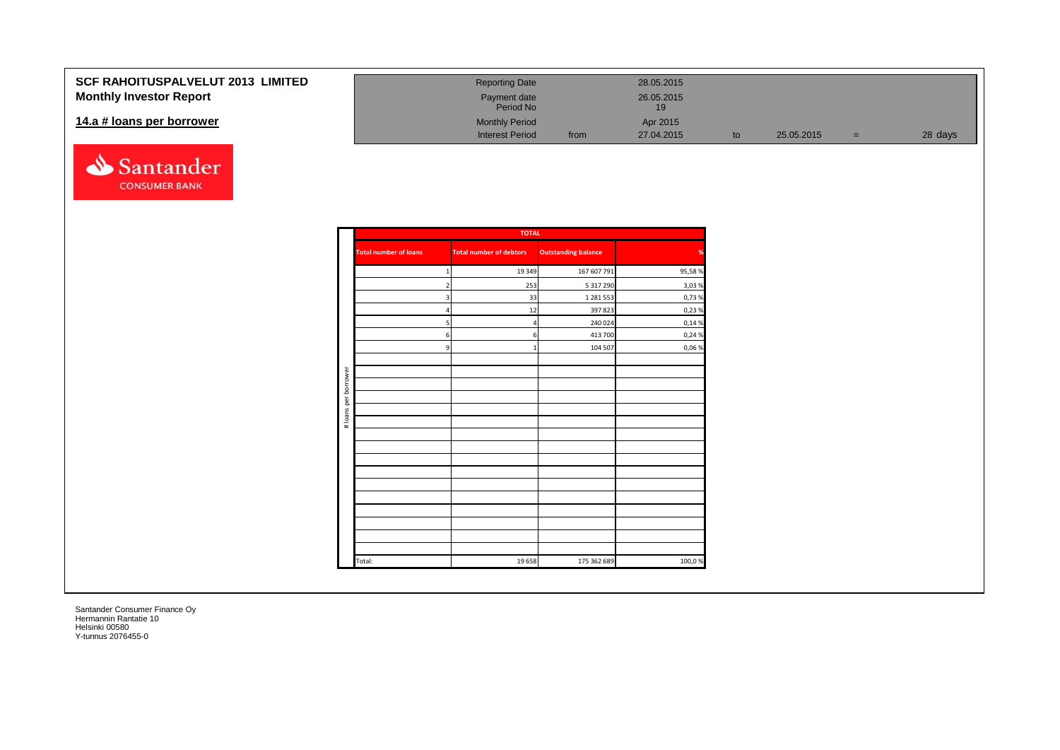# SCF RAHOITUSPALVELUT 2013 LIMITED

## Monthly Investor Report

### 14.a # loans per borrower

| | | | | | | |
|---|---|---|---|---|---|---|
| Reporting Date | | 28.05.2015 | | | | |
| Payment date | | 26.05.2015 | | | | |
| Period No | | 19 | | | | |
| Monthly Period | | Apr 2015 | | | | |
| Interest Period | from | 27.04.2015 | to | 25.05.2015 | = | 28 days |

| # loans per borrower | TOTAL | | | |
|---|---|---|---|---|
| | Total number of loans | Total number of debtors | Outstanding balance | % |
| | 1 | 19 349 | 167 607 791 | 95,58 % |
| | 2 | 253 | 5 317 290 | 3,03 % |
| | 3 | 33 | 1 281 553 | 0,73 % |
| | 4 | 12 | 397 823 | 0,23 % |
| | 5 | 4 | 240 024 | 0,14 % |
| | 6 | 6 | 413 700 | 0,24 % |
| | 9 | 1 | 104 507 | 0,06 % |
| | Total: | 19 658 | 175 362 689 | 100,0 % |

Santander Consumer Finance Oy
Hermannin Rantatie 10
Helsinki 00580
Y-tunnus 2076455-0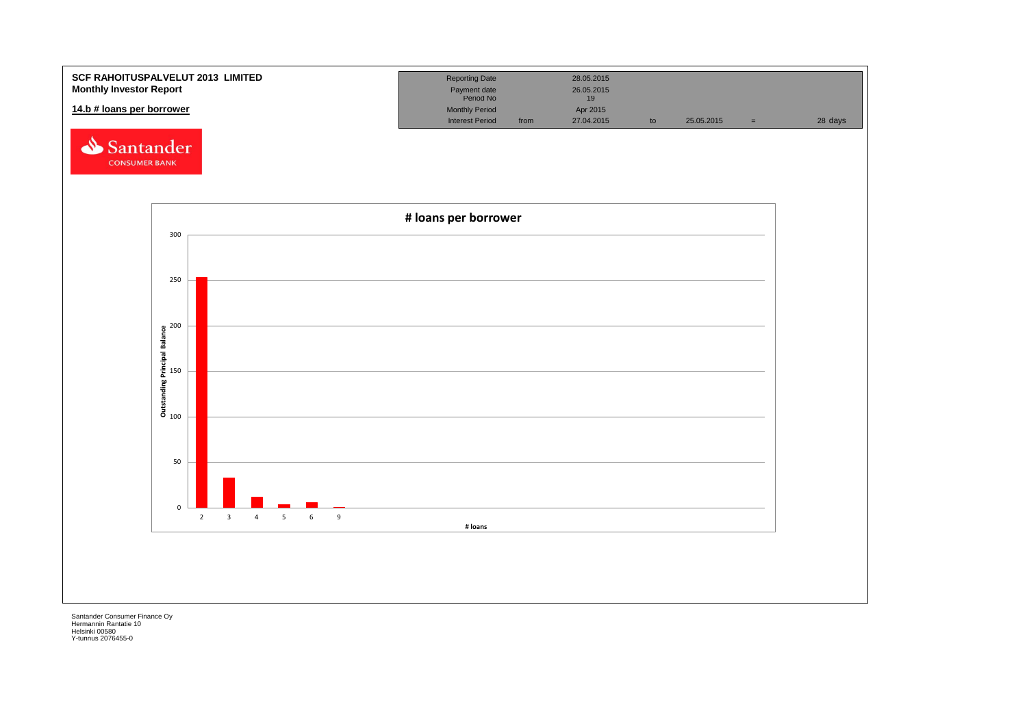**SCF RAHOITUSPALVELUT 2013 LIMITED**
**Monthly Investor Report**

**14.b # loans per borrower**

| Reporting Date | | 28.05.2015 | | | | |
|---|---|---|---|---|---|---|
| Payment date | | 26.05.2015 | | | | |
| Period No | | 19 | | | | |
| Monthly Period | | Apr 2015 | | | | |
| Interest Period | from | 27.04.2015 | to | 25.05.2015 | = | 28 days |

Santander CONSUMER BANK

**# loans per borrower**

Outstanding Principal Balance

| # loans | Outstanding Principal Balance (approx.) |
|---|---|
| 2 | 253 |
| 3 | 33 |
| 4 | 12 |
| 5 | 4 |
| 6 | 6 |
| 9 | 1 |

# loans

Santander Consumer Finance Oy
Hermannin Rantatie 10
Helsinki 00580
Y-tunnus 2076455-0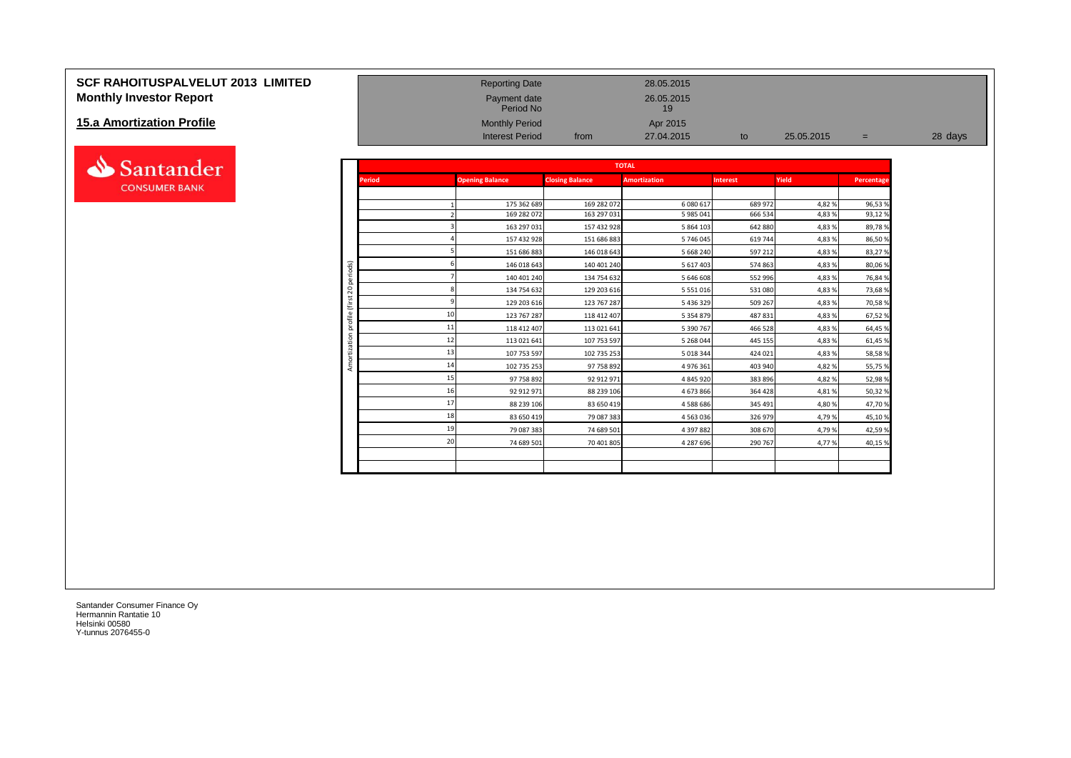# SCF RAHOITUSPALVELUT 2013 LIMITED
## Monthly Investor Report

## 15.a Amortization Profile

| | | | | | | |
|---|---|---|---|---|---|---|
| Reporting Date | | 28.05.2015 | | | | |
| Payment date | | 26.05.2015 | | | | |
| Period No | | 19 | | | | |
| Monthly Period | | Apr 2015 | | | | |
| Interest Period | from | 27.04.2015 | to | 25.05.2015 | = | 28 days |

Santander CONSUMER BANK

Amortization profile (first 20 periods)

| TOTAL | | | | | | |
|---|---|---|---|---|---|---|
| Period | Opening Balance | Closing Balance | Amortization | Interest | Yield | Percentage |
| 1 | 175 362 689 | 169 282 072 | 6 080 617 | 689 972 | 4,82 % | 96,53 % |
| 2 | 169 282 072 | 163 297 031 | 5 985 041 | 666 534 | 4,83 % | 93,12 % |
| 3 | 163 297 031 | 157 432 928 | 5 864 103 | 642 880 | 4,83 % | 89,78 % |
| 4 | 157 432 928 | 151 686 883 | 5 746 045 | 619 744 | 4,83 % | 86,50 % |
| 5 | 151 686 883 | 146 018 643 | 5 668 240 | 597 212 | 4,83 % | 83,27 % |
| 6 | 146 018 643 | 140 401 240 | 5 617 403 | 574 863 | 4,83 % | 80,06 % |
| 7 | 140 401 240 | 134 754 632 | 5 646 608 | 552 996 | 4,83 % | 76,84 % |
| 8 | 134 754 632 | 129 203 616 | 5 551 016 | 531 080 | 4,83 % | 73,68 % |
| 9 | 129 203 616 | 123 767 287 | 5 436 329 | 509 267 | 4,83 % | 70,58 % |
| 10 | 123 767 287 | 118 412 407 | 5 354 879 | 487 831 | 4,83 % | 67,52 % |
| 11 | 118 412 407 | 113 021 641 | 5 390 767 | 466 528 | 4,83 % | 64,45 % |
| 12 | 113 021 641 | 107 753 597 | 5 268 044 | 445 155 | 4,83 % | 61,45 % |
| 13 | 107 753 597 | 102 735 253 | 5 018 344 | 424 021 | 4,83 % | 58,58 % |
| 14 | 102 735 253 | 97 758 892 | 4 976 361 | 403 940 | 4,82 % | 55,75 % |
| 15 | 97 758 892 | 92 912 971 | 4 845 920 | 383 896 | 4,82 % | 52,98 % |
| 16 | 92 912 971 | 88 239 106 | 4 673 866 | 364 428 | 4,81 % | 50,32 % |
| 17 | 88 239 106 | 83 650 419 | 4 588 686 | 345 491 | 4,80 % | 47,70 % |
| 18 | 83 650 419 | 79 087 383 | 4 563 036 | 326 979 | 4,79 % | 45,10 % |
| 19 | 79 087 383 | 74 689 501 | 4 397 882 | 308 670 | 4,79 % | 42,59 % |
| 20 | 74 689 501 | 70 401 805 | 4 287 696 | 290 767 | 4,77 % | 40,15 % |

Santander Consumer Finance Oy
Hermannin Rantatie 10
Helsinki 00580
Y-tunnus 2076455-0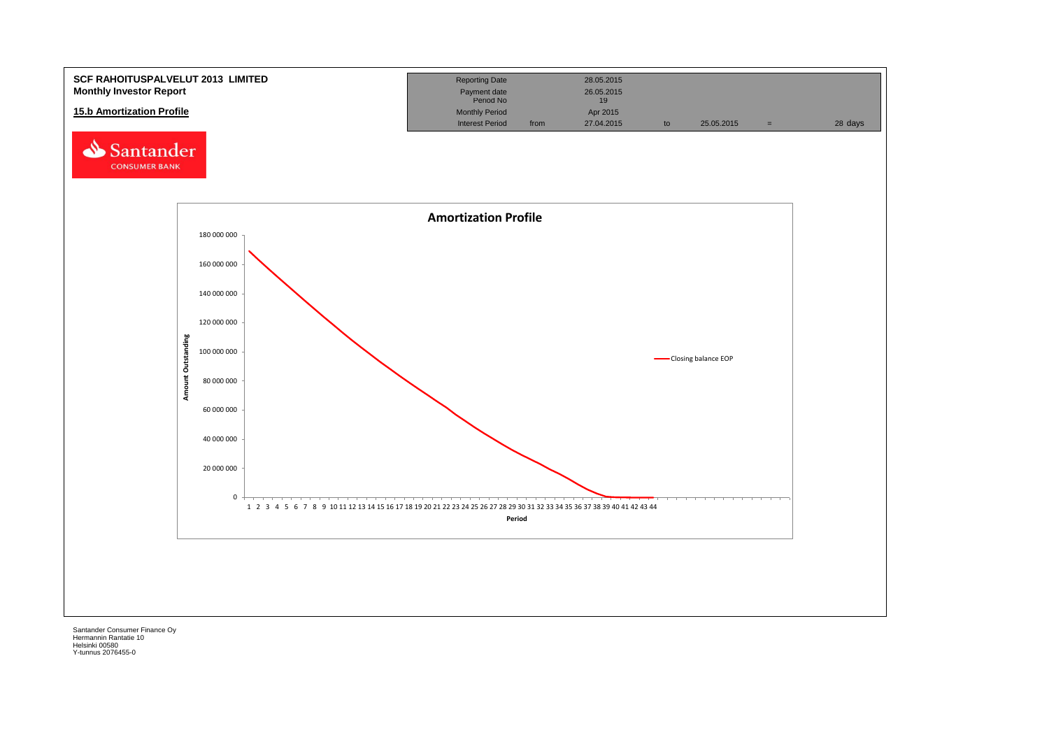**SCF RAHOITUSPALVELUT 2013 LIMITED**
**Monthly Investor Report**

**15.b Amortization Profile**

| | | | | | | |
|---|---|---|---|---|---|---|
| Reporting Date | | 28.05.2015 | | | | |
| Payment date | | 26.05.2015 | | | | |
| Period No | | 19 | | | | |
| Monthly Period | | Apr 2015 | | | | |
| Interest Period | from | 27.04.2015 | to | 25.05.2015 | = | 28 days |

Amortization Profile

Amount Outstanding

180 000 000
160 000 000
140 000 000
120 000 000
100 000 000
80 000 000
60 000 000
40 000 000
20 000 000
0

Period

1 2 3 4 5 6 7 8 9 10 11 12 13 14 15 16 17 18 19 20 21 22 23 24 25 26 27 28 29 30 31 32 33 34 35 36 37 38 39 40 41 42 43 44

Closing balance EOP

Santander Consumer Finance Oy
Hermannin Rantatie 10
Helsinki 00580
Y-tunnus 2076455-0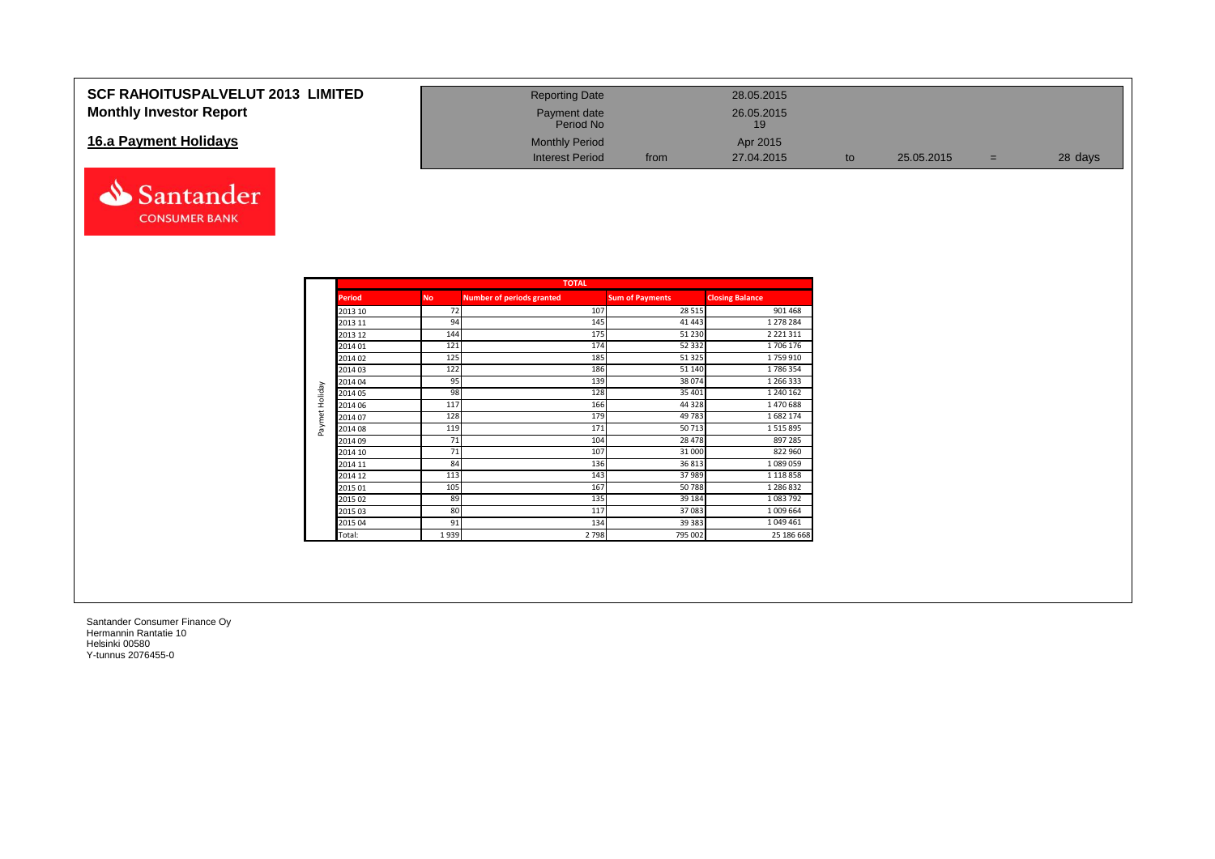# SCF RAHOITUSPALVELUT 2013 LIMITED

## Monthly Investor Report

## 16.a Payment Holidays

| Reporting Date | | 28.05.2015 | | | | |
|---|---|---|---|---|---|---|
| Payment date | | 26.05.2015 | | | | |
| Period No | | 19 | | | | |
| Monthly Period | | Apr 2015 | | | | |
| Interest Period | from | 27.04.2015 | to | 25.05.2015 | = | 28 days |

| | TOTAL | | | | |
|---|---|---|---|---|---|
| | **Period** | **No** | **Number of periods granted** | **Sum of Payments** | **Closing Balance** |
| Paymet Holiday | 2013 10 | 72 | 107 | 28 515 | 901 468 |
| | 2013 11 | 94 | 145 | 41 443 | 1 278 284 |
| | 2013 12 | 144 | 175 | 51 230 | 2 221 311 |
| | 2014 01 | 121 | 174 | 52 332 | 1 706 176 |
| | 2014 02 | 125 | 185 | 51 325 | 1 759 910 |
| | 2014 03 | 122 | 186 | 51 140 | 1 786 354 |
| | 2014 04 | 95 | 139 | 38 074 | 1 266 333 |
| | 2014 05 | 98 | 128 | 35 401 | 1 240 162 |
| | 2014 06 | 117 | 166 | 44 328 | 1 470 688 |
| | 2014 07 | 128 | 179 | 49 783 | 1 682 174 |
| | 2014 08 | 119 | 171 | 50 713 | 1 515 895 |
| | 2014 09 | 71 | 104 | 28 478 | 897 285 |
| | 2014 10 | 71 | 107 | 31 000 | 822 960 |
| | 2014 11 | 84 | 136 | 36 813 | 1 089 059 |
| | 2014 12 | 113 | 143 | 37 989 | 1 118 858 |
| | 2015 01 | 105 | 167 | 50 788 | 1 286 832 |
| | 2015 02 | 89 | 135 | 39 184 | 1 083 792 |
| | 2015 03 | 80 | 117 | 37 083 | 1 009 664 |
| | 2015 04 | 91 | 134 | 39 383 | 1 049 461 |
| | Total: | 1 939 | 2 798 | 795 002 | 25 186 668 |

Santander Consumer Finance Oy
Hermannin Rantatie 10
Helsinki 00580
Y-tunnus 2076455-0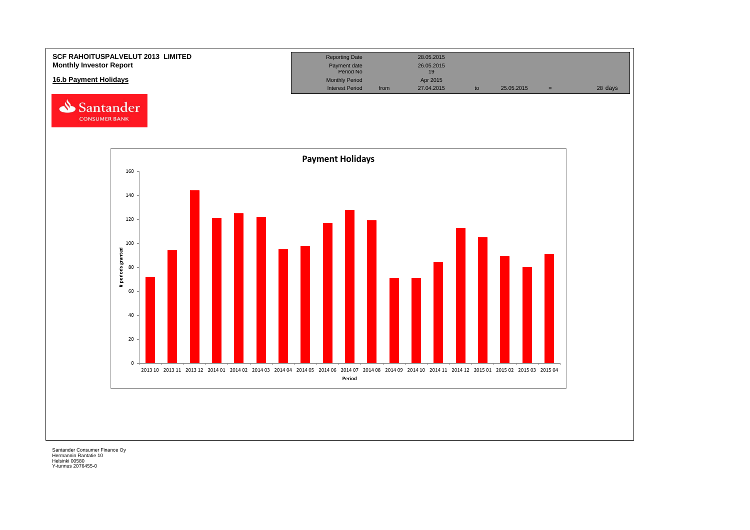**SCF RAHOITUSPALVELUT 2013 LIMITED**
**Monthly Investor Report**

**16.b Payment Holidays**

| Reporting Date | | 28.05.2015 | | | | |
|---|---|---|---|---|---|---|
| Payment date | | 26.05.2015 | | | | |
| Period No | | 19 | | | | |
| Monthly Period | | Apr 2015 | | | | |
| Interest Period | from | 27.04.2015 | to | 25.05.2015 | = | 28 days |

**Payment Holidays**

| Period | # periods granted |
|---|---|
| 2013 10 | 72 |
| 2013 11 | 94 |
| 2013 12 | 144 |
| 2014 01 | 121 |
| 2014 02 | 125 |
| 2014 03 | 122 |
| 2014 04 | 95 |
| 2014 05 | 98 |
| 2014 06 | 117 |
| 2014 07 | 128 |
| 2014 08 | 119 |
| 2014 09 | 71 |
| 2014 10 | 71 |
| 2014 11 | 84 |
| 2014 12 | 113 |
| 2015 01 | 105 |
| 2015 02 | 89 |
| 2015 03 | 80 |
| 2015 04 | 91 |

Santander Consumer Finance Oy
Hermannin Rantatie 10
Helsinki 00580
Y-tunnus 2076455-0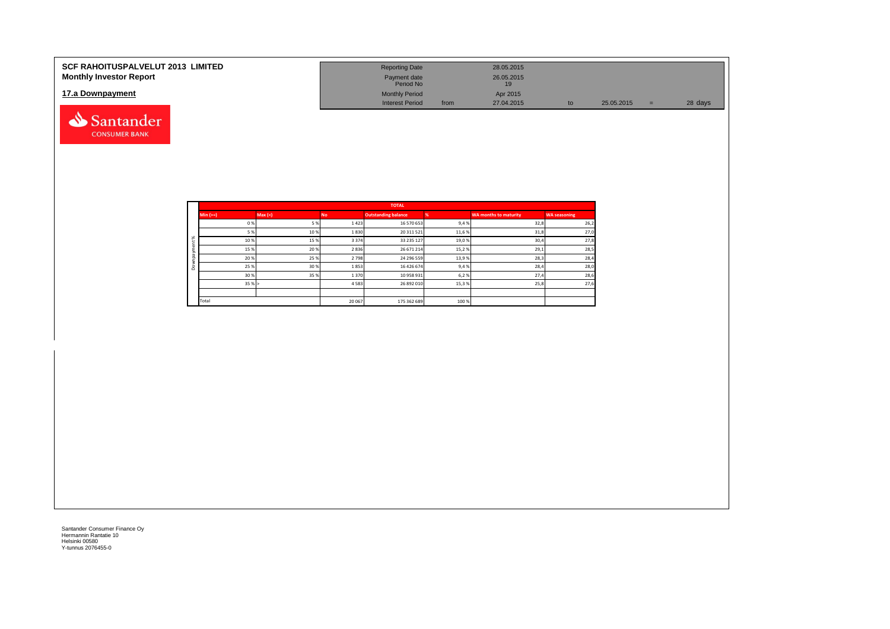**SCF RAHOITUSPALVELUT 2013 LIMITED**
**Monthly Investor Report**

## 17.a Downpayment

| Reporting Date | | 28.05.2015 | | | | |
|---|---|---|---|---|---|---|
| Payment date | | 26.05.2015 | | | | |
| Period No | | 19 | | | | |
| Monthly Period | | Apr 2015 | | | | |
| Interest Period | from | 27.04.2015 | to | 25.05.2015 | = | 28 days |

| | TOTAL | | | | | | |
|---|---|---|---|---|---|---|---|
| | Min (>=) | Max (<) | No | Outstanding balance | % | WA months to maturity | WA seasoning |
| Downpayment % | 0 % | 5 % | 1 423 | 16 570 653 | 9,4 % | 32,8 | 26,2 |
| | 5 % | 10 % | 1 830 | 20 311 521 | 11,6 % | 31,8 | 27,0 |
| | 10 % | 15 % | 3 374 | 33 235 127 | 19,0 % | 30,4 | 27,8 |
| | 15 % | 20 % | 2 836 | 26 671 214 | 15,2 % | 29,1 | 28,5 |
| | 20 % | 25 % | 2 798 | 24 296 559 | 13,9 % | 28,3 | 28,4 |
| | 25 % | 30 % | 1 853 | 16 426 674 | 9,4 % | 28,4 | 28,0 |
| | 30 % | 35 % | 1 370 | 10 958 931 | 6,2 % | 27,4 | 28,6 |
| | 35 % | > | 4 583 | 26 892 010 | 15,3 % | 25,8 | 27,6 |
| | | | | | | | |
| | Total | | 20 067 | 175 362 689 | 100 % | | |

Santander Consumer Finance Oy
Hermannin Rantatie 10
Helsinki 00580
Y-tunnus 2076455-0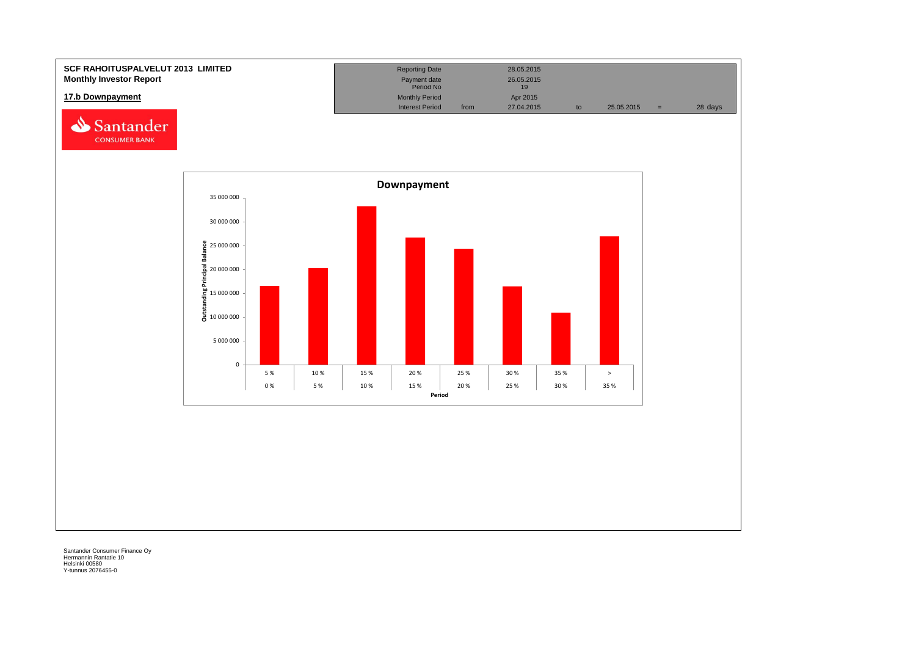**SCF RAHOITUSPALVELUT 2013 LIMITED**
**Monthly Investor Report**

**17.b Downpayment**

| | | | | | | |
|---|---|---|---|---|---|---|
| Reporting Date | | 28.05.2015 | | | | |
| Payment date | | 26.05.2015 | | | | |
| Period No | | 19 | | | | |
| Monthly Period | | Apr 2015 | | | | |
| Interest Period | from | 27.04.2015 | to | 25.05.2015 | = | 28 days |

Santander CONSUMER BANK

**Downpayment**

| Period | Outstanding Principal Balance (approx.) |
|---|---|
| 0 % – 5 % | 16 600 000 |
| 5 % – 10 % | 20 300 000 |
| 10 % – 15 % | 33 200 000 |
| 15 % – 20 % | 26 700 000 |
| 20 % – 25 % | 24 300 000 |
| 25 % – 30 % | 16 500 000 |
| 30 % – 35 % | 10 900 000 |
| > 35 % | 26 900 000 |

Santander Consumer Finance Oy
Hermannin Rantatie 10
Helsinki 00580
Y-tunnus 2076455-0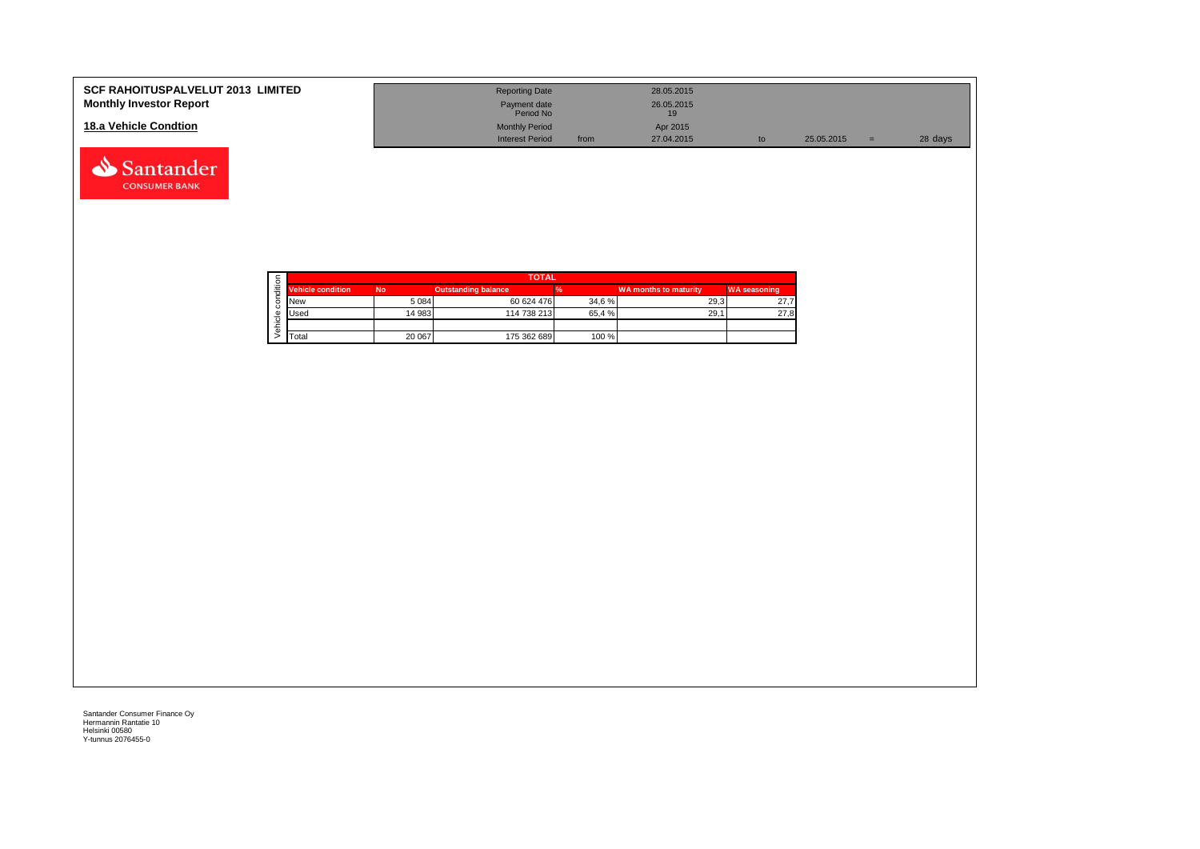**SCF RAHOITUSPALVELUT 2013 LIMITED**
**Monthly Investor Report**

## 18.a Vehicle Condtion

| | | | | | | |
|---|---|---|---|---|---|---|
| Reporting Date | | 28.05.2015 | | | | |
| Payment date | | 26.05.2015 | | | | |
| Period No | | 19 | | | | |
| Monthly Period | | Apr 2015 | | | | |
| Interest Period | from | 27.04.2015 | to | 25.05.2015 | = | 28 days |

| TOTAL | | | | | |
|---|---|---|---|---|---|
| Vehicle condition | No | Outstanding balance | % | WA months to maturity | WA seasoning |
| New | 5 084 | 60 624 476 | 34,6 % | 29,3 | 27,7 |
| Used | 14 983 | 114 738 213 | 65,4 % | 29,1 | 27,8 |
| | | | | | |
| Total | 20 067 | 175 362 689 | 100 % | | |

Santander Consumer Finance Oy
Hermannin Rantatie 10
Helsinki 00580
Y-tunnus 2076455-0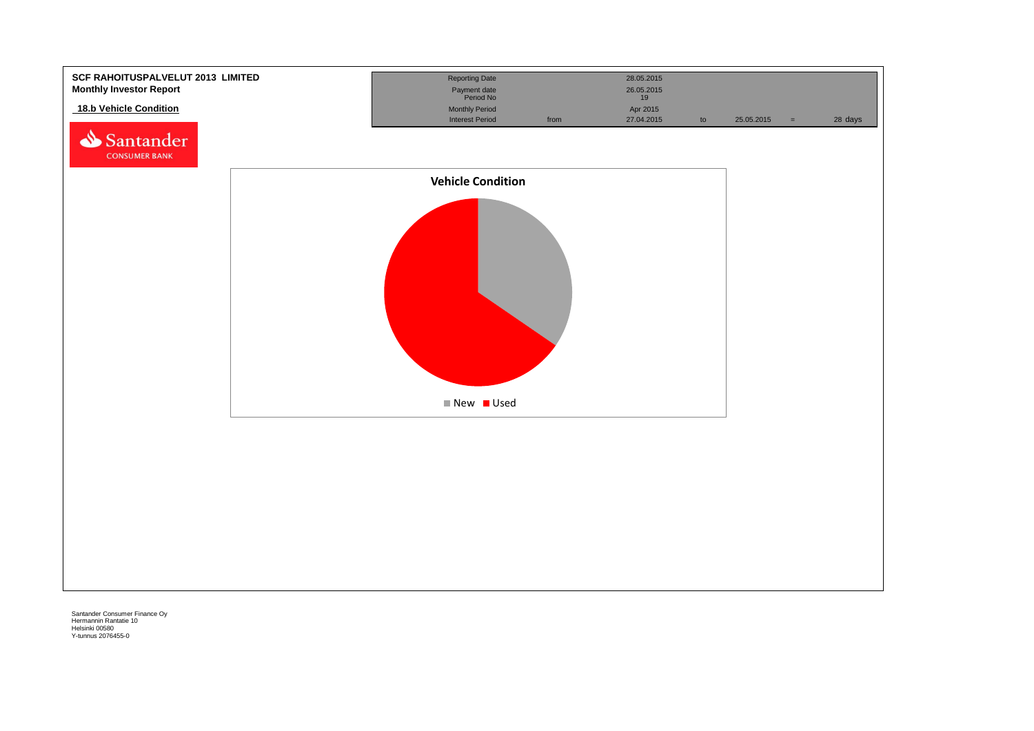**SCF RAHOITUSPALVELUT 2013 LIMITED**
**Monthly Investor Report**

## 18.b Vehicle Condition

| Reporting Date | | 28.05.2015 | | | | |
|---|---|---|---|---|---|---|
| Payment date | | 26.05.2015 | | | | |
| Period No | | 19 | | | | |
| Monthly Period | | Apr 2015 | | | | |
| Interest Period | from | 27.04.2015 | to | 25.05.2015 | = | 28 days |

**Vehicle Condition**

New | Used

Santander Consumer Finance Oy
Hermannin Rantatie 10
Helsinki 00580
Y-tunnus 2076455-0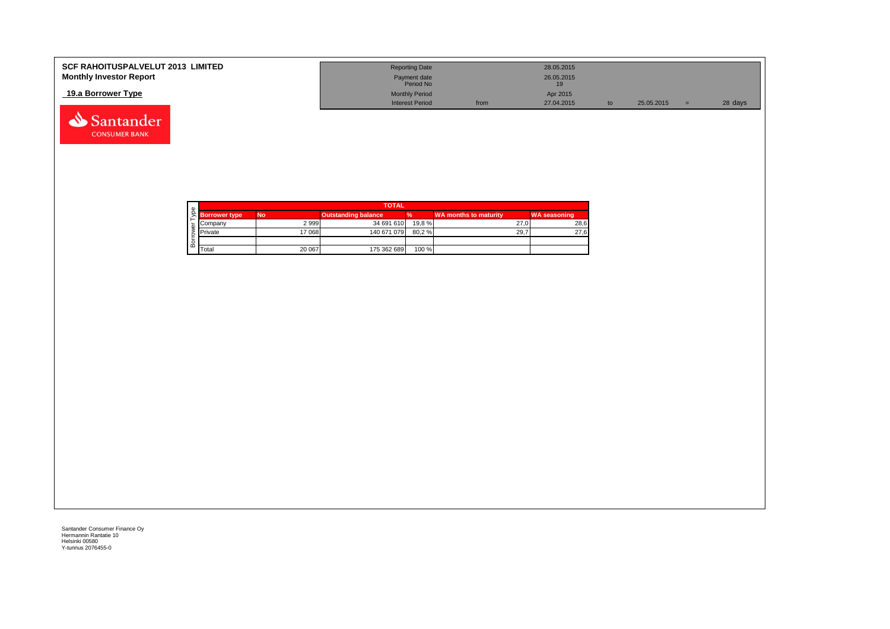**SCF RAHOITUSPALVELUT 2013 LIMITED**
**Monthly Investor Report**

**19.a Borrower Type**

| | | | | | |
|---|---|---|---|---|---|
| Reporting Date | | 28.05.2015 | | | |
| Payment date | | 26.05.2015 | | | |
| Period No | | 19 | | | |
| Monthly Period | | Apr 2015 | | | |
| Interest Period | from | 27.04.2015 | to | 25.05.2015 = | 28 days |

**Borrower Type**

| TOTAL | | | | | |
|---|---|---|---|---|---|
| **Borrower type** | **No** | **Outstanding balance** | **%** | **WA months to maturity** | **WA seasoning** |
| Company | 2 999 | 34 691 610 | 19,8 % | 27,0 | 28,6 |
| Private | 17 068 | 140 671 079 | 80,2 % | 29,7 | 27,6 |
| | | | | | |
| Total | 20 067 | 175 362 689 | 100 % | | |

Santander Consumer Finance Oy
Hermannin Rantatie 10
Helsinki 00580
Y-tunnus 2076455-0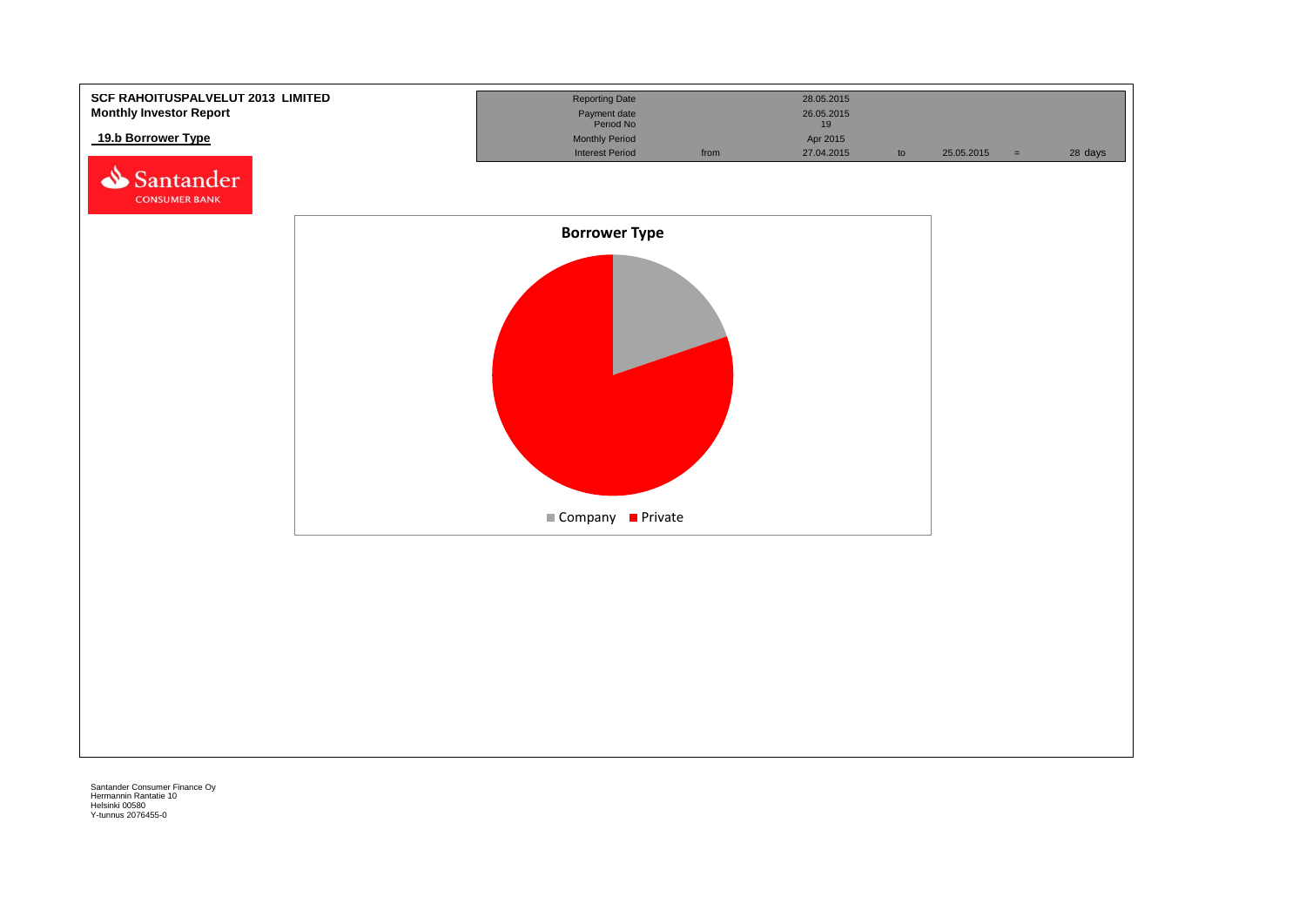**SCF RAHOITUSPALVELUT 2013 LIMITED**
**Monthly Investor Report**

**19.b Borrower Type**

| Reporting Date | | 28.05.2015 | | | | |
|---|---|---|---|---|---|---|
| Payment date | | 26.05.2015 | | | | |
| Period No | | 19 | | | | |
| Monthly Period | | Apr 2015 | | | | |
| Interest Period | from | 27.04.2015 | to | 25.05.2015 | = | 28 days |

Santander CONSUMER BANK

**Borrower Type**

Company | Private

Santander Consumer Finance Oy
Hermannin Rantatie 10
Helsinki 00580
Y-tunnus 2076455-0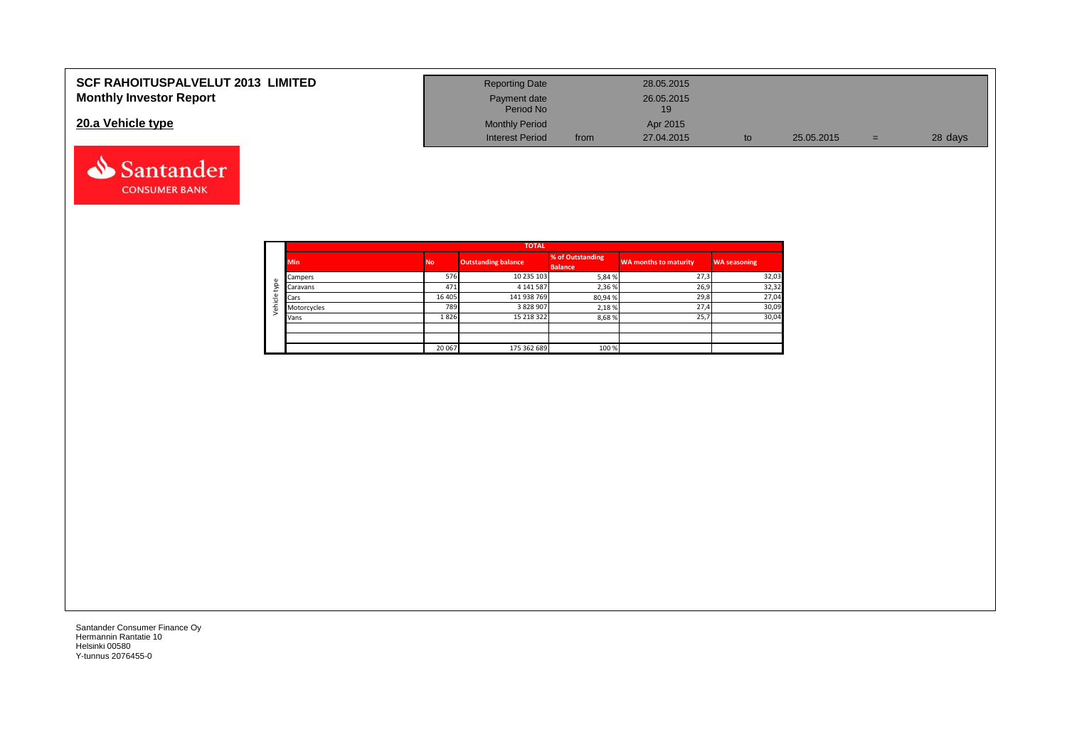# SCF RAHOITUSPALVELUT 2013 LIMITED
## Monthly Investor Report

## 20.a Vehicle type

| Reporting Date | | 28.05.2015 | | | | |
|---|---|---|---|---|---|---|
| Payment date | | 26.05.2015 | | | | |
| Period No | | 19 | | | | |
| Monthly Period | | Apr 2015 | | | | |
| Interest Period | from | 27.04.2015 | to | 25.05.2015 | = | 28 days |

| | TOTAL | | | | | |
|---|---|---|---|---|---|---|
| | Min | No | Outstanding balance | % of Outstanding Balance | WA months to maturity | WA seasoning |
| Vehicle type | Campers | 576 | 10 235 103 | 5,84 % | 27,3 | 32,03 |
| | Caravans | 471 | 4 141 587 | 2,36 % | 26,9 | 32,32 |
| | Cars | 16 405 | 141 938 769 | 80,94 % | 29,8 | 27,04 |
| | Motorcycles | 789 | 3 828 907 | 2,18 % | 27,4 | 30,09 |
| | Vans | 1 826 | 15 218 322 | 8,68 % | 25,7 | 30,04 |
| | | | | | | |
| | | | | | | |
| | | 20 067 | 175 362 689 | 100 % | | |

Santander Consumer Finance Oy
Hermannin Rantatie 10
Helsinki 00580
Y-tunnus 2076455-0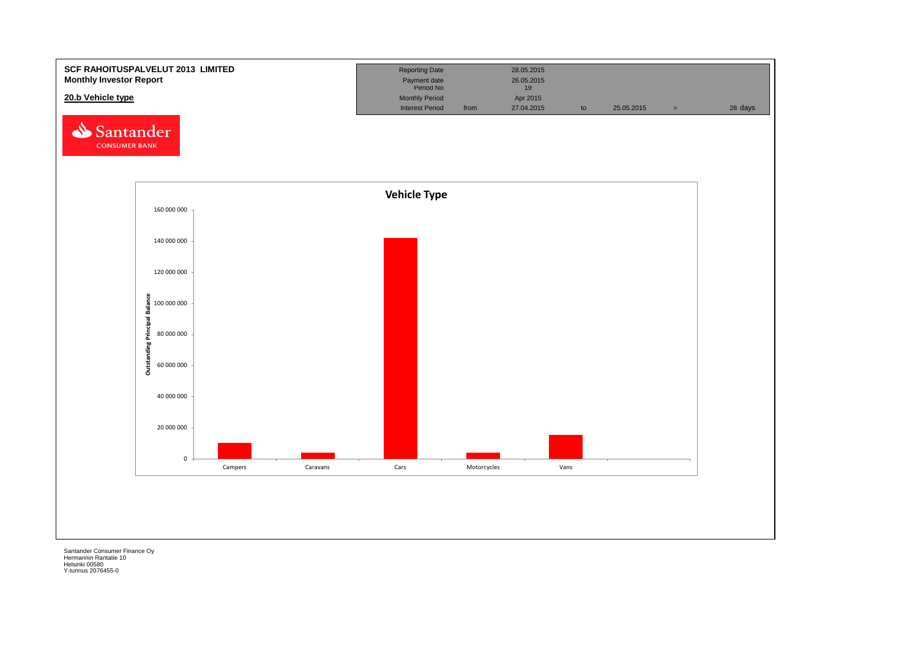**SCF RAHOITUSPALVELUT 2013 LIMITED**
**Monthly Investor Report**

## 20.b Vehicle type

| Reporting Date | | 28.05.2015 | | | | |
|---|---|---|---|---|---|---|
| Payment date | | 26.05.2015 | | | | |
| Period No | | 19 | | | | |
| Monthly Period | | Apr 2015 | | | | |
| Interest Period | from | 27.04.2015 | to | 25.05.2015 | = | 28 days |

Santander CONSUMER BANK

**Vehicle Type**

Outstanding Principal Balance

Campers, Caravans, Cars, Motorcycles, Vans

0, 20 000 000, 40 000 000, 60 000 000, 80 000 000, 100 000 000, 120 000 000, 140 000 000, 160 000 000

Santander Consumer Finance Oy
Hermannin Rantatie 10
Helsinki 00580
Y-tunnus 2076455-0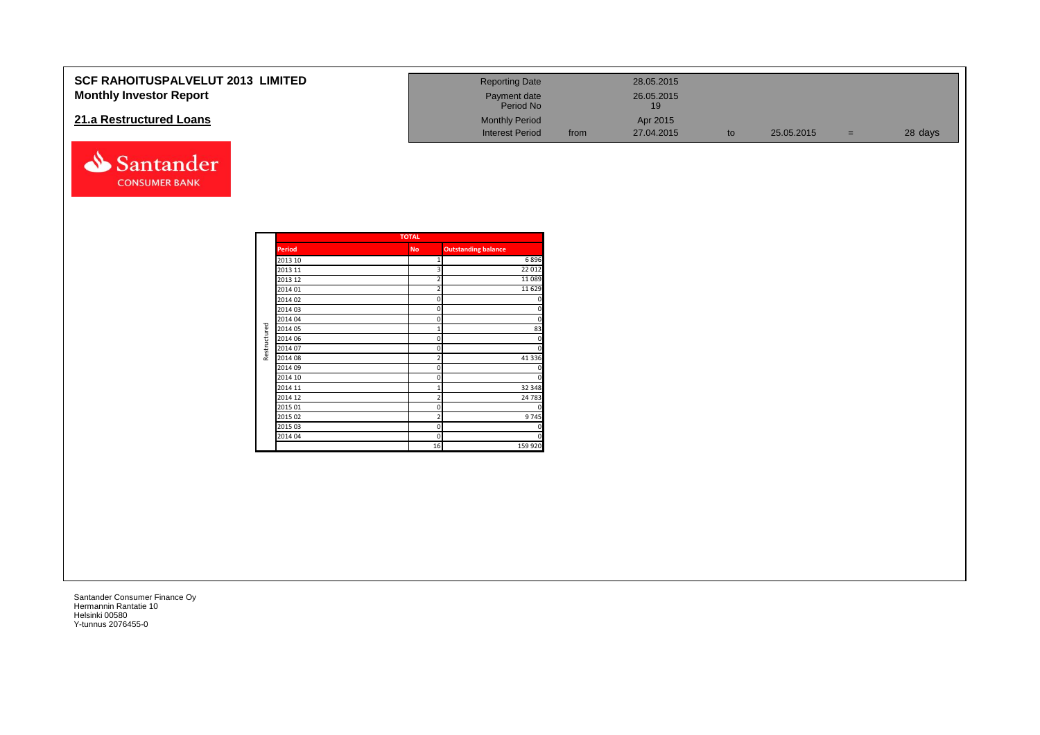# SCF RAHOITUSPALVELUT 2013 LIMITED
## Monthly Investor Report

## 21.a Restructured Loans

| | | | | | | |
|---|---|---|---|---|---|---|
| Reporting Date | | 28.05.2015 | | | | |
| Payment date | | 26.05.2015 | | | | |
| Period No | | 19 | | | | |
| Monthly Period | | Apr 2015 | | | | |
| Interest Period | from | 27.04.2015 | to | 25.05.2015 | = | 28 days |

| | TOTAL | | |
|---|---|---|---|
| | Period | No | Outstanding balance |
| Restructured | 2013 10 | 1 | 6 896 |
| | 2013 11 | 3 | 22 012 |
| | 2013 12 | 2 | 11 089 |
| | 2014 01 | 2 | 11 629 |
| | 2014 02 | 0 | 0 |
| | 2014 03 | 0 | 0 |
| | 2014 04 | 0 | 0 |
| | 2014 05 | 1 | 83 |
| | 2014 06 | 0 | 0 |
| | 2014 07 | 0 | 0 |
| | 2014 08 | 2 | 41 336 |
| | 2014 09 | 0 | 0 |
| | 2014 10 | 0 | 0 |
| | 2014 11 | 1 | 32 348 |
| | 2014 12 | 2 | 24 783 |
| | 2015 01 | 0 | 0 |
| | 2015 02 | 2 | 9 745 |
| | 2015 03 | 0 | 0 |
| | 2014 04 | 0 | 0 |
| | | 16 | 159 920 |

Santander Consumer Finance Oy
Hermannin Rantatie 10
Helsinki 00580
Y-tunnus 2076455-0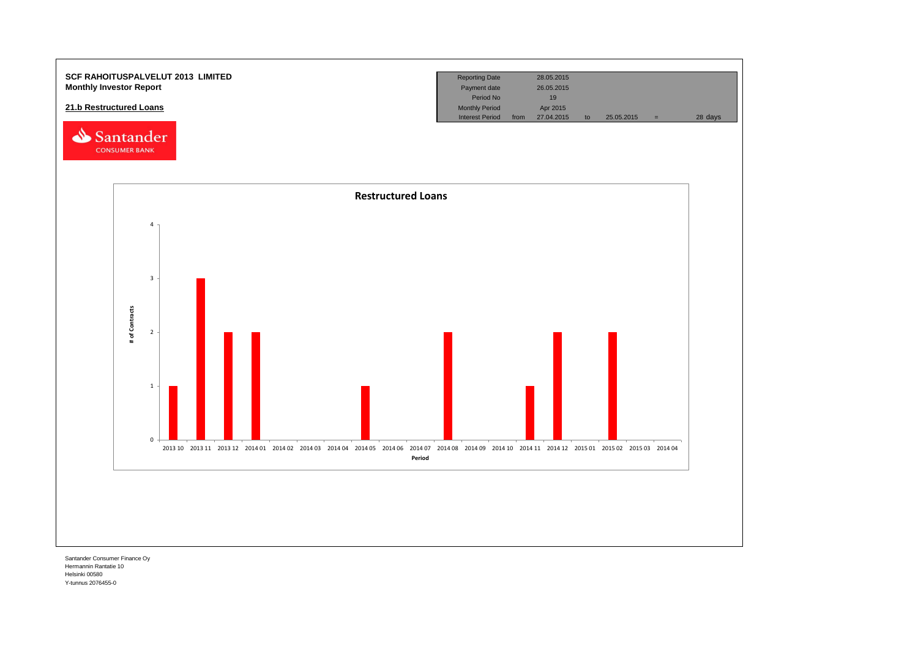**SCF RAHOITUSPALVELUT 2013 LIMITED**
**Monthly Investor Report**

## 21.b Restructured Loans

| Reporting Date | | 28.05.2015 | | | | |
|---|---|---|---|---|---|---|
| Payment date | | 26.05.2015 | | | | |
| Period No | | 19 | | | | |
| Monthly Period | | Apr 2015 | | | | |
| Interest Period | from | 27.04.2015 | to | 25.05.2015 | = | 28 days |

**Restructured Loans**

| Period | # of Contracts |
|---|---|
| 2013 10 | 1 |
| 2013 11 | 3 |
| 2013 12 | 2 |
| 2014 01 | 2 |
| 2014 02 | 0 |
| 2014 03 | 0 |
| 2014 04 | 0 |
| 2014 05 | 1 |
| 2014 06 | 0 |
| 2014 07 | 0 |
| 2014 08 | 2 |
| 2014 09 | 0 |
| 2014 10 | 0 |
| 2014 11 | 1 |
| 2014 12 | 2 |
| 2015 01 | 0 |
| 2015 02 | 2 |
| 2015 03 | 0 |
| 2014 04 | 0 |

Santander Consumer Finance Oy
Hermannin Rantatie 10
Helsinki 00580
Y-tunnus 2076455-0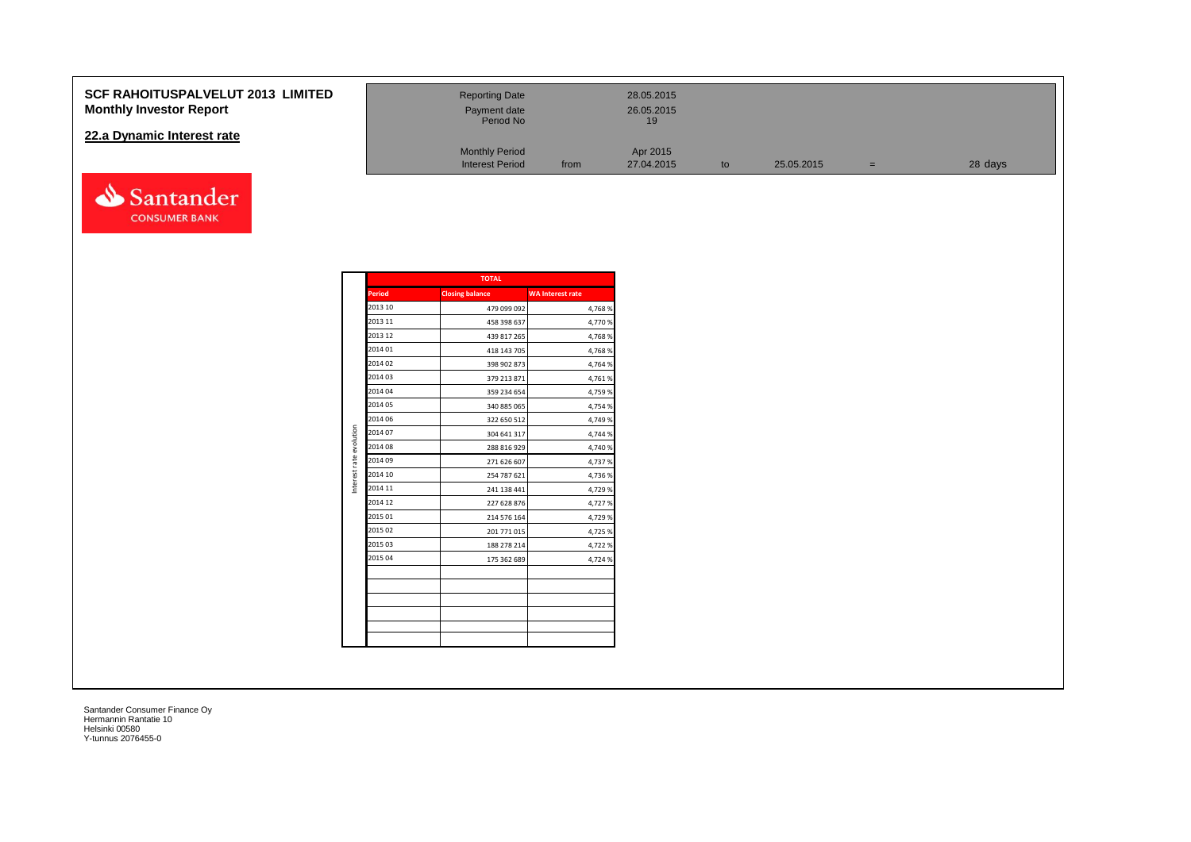# SCF RAHOITUSPALVELUT 2013 LIMITED
## Monthly Investor Report

### 22.a Dynamic Interest rate

| | | | | | | |
|---|---|---|---|---|---|---|
| Reporting Date | | 28.05.2015 | | | | |
| Payment date | | 26.05.2015 | | | | |
| Period No | | 19 | | | | |
| Monthly Period | | Apr 2015 | | | | |
| Interest Period | from | 27.04.2015 | to | 25.05.2015 | = | 28 days |

Interest rate evolution

| TOTAL | | |
|---|---|---|
| Period | Closing balance | WA Interest rate |
| 2013 10 | 479 099 092 | 4,768 % |
| 2013 11 | 458 398 637 | 4,770 % |
| 2013 12 | 439 817 265 | 4,768 % |
| 2014 01 | 418 143 705 | 4,768 % |
| 2014 02 | 398 902 873 | 4,764 % |
| 2014 03 | 379 213 871 | 4,761 % |
| 2014 04 | 359 234 654 | 4,759 % |
| 2014 05 | 340 885 065 | 4,754 % |
| 2014 06 | 322 650 512 | 4,749 % |
| 2014 07 | 304 641 317 | 4,744 % |
| 2014 08 | 288 816 929 | 4,740 % |
| 2014 09 | 271 626 607 | 4,737 % |
| 2014 10 | 254 787 621 | 4,736 % |
| 2014 11 | 241 138 441 | 4,729 % |
| 2014 12 | 227 628 876 | 4,727 % |
| 2015 01 | 214 576 164 | 4,729 % |
| 2015 02 | 201 771 015 | 4,725 % |
| 2015 03 | 188 278 214 | 4,722 % |
| 2015 04 | 175 362 689 | 4,724 % |

Santander Consumer Finance Oy
Hermannin Rantatie 10
Helsinki 00580
Y-tunnus 2076455-0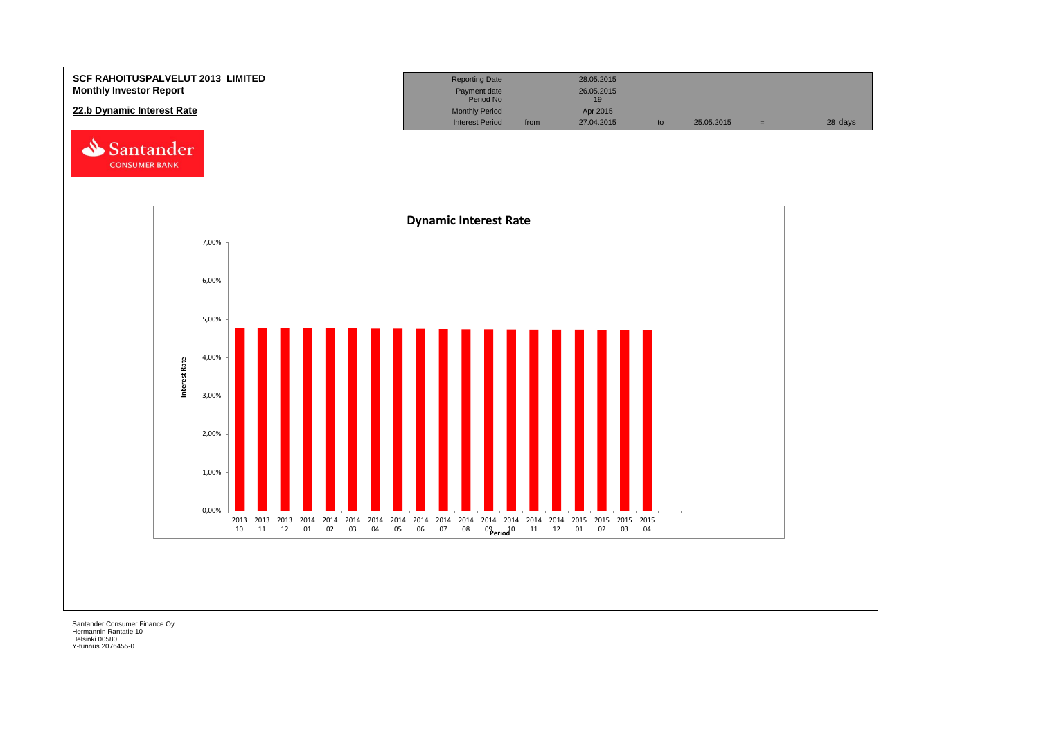**SCF RAHOITUSPALVELUT 2013 LIMITED**
**Monthly Investor Report**

**22.b Dynamic Interest Rate**

| | | | | | | |
|---|---|---|---|---|---|---|
| Reporting Date | | 28.05.2015 | | | | |
| Payment date | | 26.05.2015 | | | | |
| Period No | | 19 | | | | |
| Monthly Period | | Apr 2015 | | | | |
| Interest Period | from | 27.04.2015 | to | 25.05.2015 | = | 28 days |

**Dynamic Interest Rate**

Interest Rate (y-axis): 0,00% – 7,00%

Period (x-axis): 2013 10, 2013 11, 2013 12, 2014 01, 2014 02, 2014 03, 2014 04, 2014 05, 2014 06, 2014 07, 2014 08, 2014 09, 2014 10, 2014 11, 2014 12, 2015 01, 2015 02, 2015 03, 2015 04

Santander Consumer Finance Oy
Hermannin Rantatie 10
Helsinki 00580
Y-tunnus 2076455-0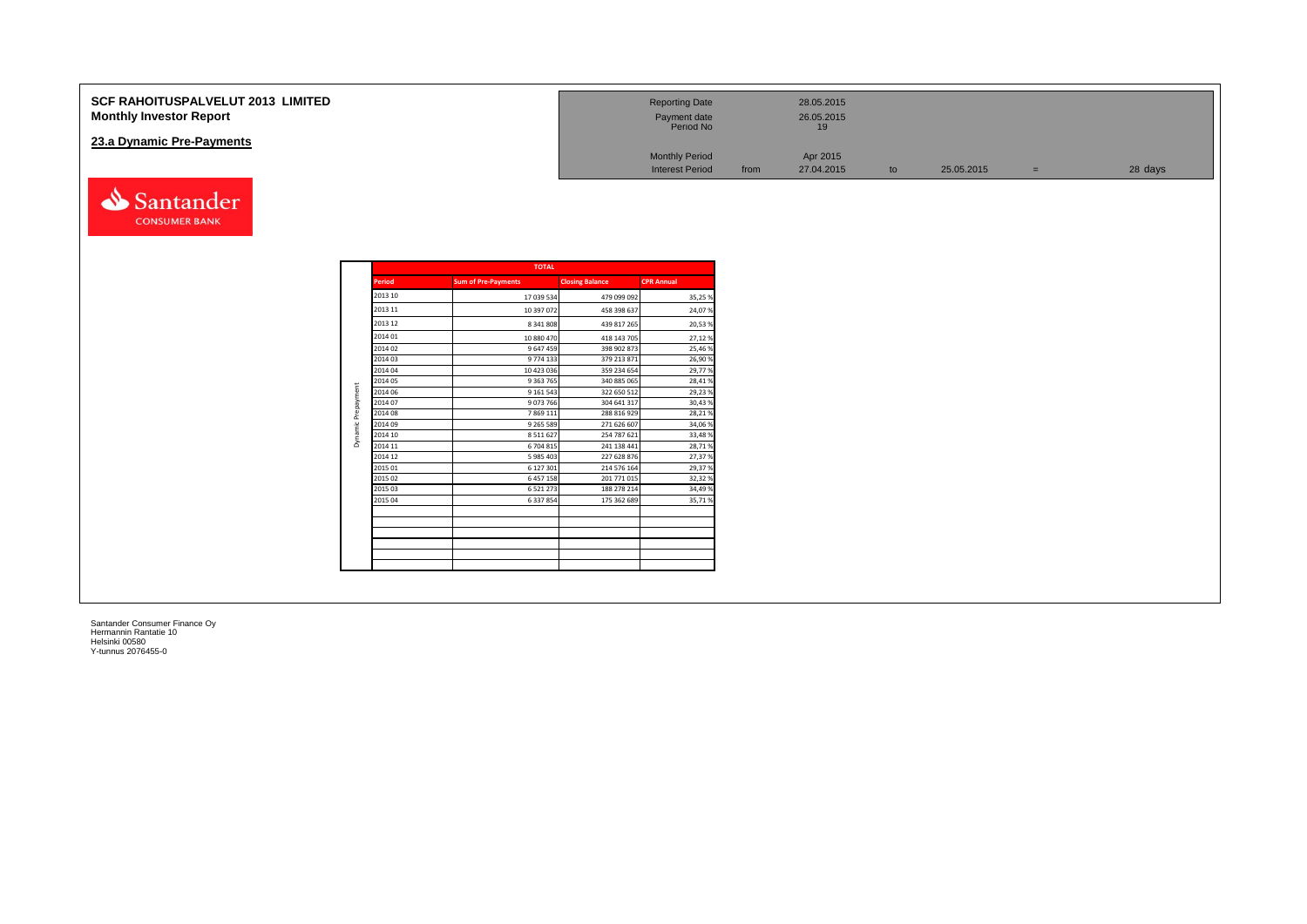# SCF RAHOITUSPALVELUT 2013 LIMITED
**Monthly Investor Report**

## 23.a Dynamic Pre-Payments

| Reporting Date | | 28.05.2015 | | | | |
|---|---|---|---|---|---|---|
| Payment date | | 26.05.2015 | | | | |
| Period No | | 19 | | | | |
| Monthly Period | | Apr 2015 | | | | |
| Interest Period | from | 27.04.2015 | to | 25.05.2015 | = | 28 days |

Santander CONSUMER BANK

| | TOTAL | | | |
|---|---|---|---|---|
| | Period | Sum of Pre-Payments | Closing Balance | CPR Annual |
| Dynamic Prepayment | 2013 10 | 17 039 534 | 479 099 092 | 35,25 % |
| | 2013 11 | 10 397 072 | 458 398 637 | 24,07 % |
| | 2013 12 | 8 341 808 | 439 817 265 | 20,53 % |
| | 2014 01 | 10 880 470 | 418 143 705 | 27,12 % |
| | 2014 02 | 9 647 459 | 398 902 873 | 25,46 % |
| | 2014 03 | 9 774 133 | 379 213 871 | 26,90 % |
| | 2014 04 | 10 423 036 | 359 234 654 | 29,77 % |
| | 2014 05 | 9 363 765 | 340 885 065 | 28,41 % |
| | 2014 06 | 9 161 543 | 322 650 512 | 29,23 % |
| | 2014 07 | 9 073 766 | 304 641 317 | 30,43 % |
| | 2014 08 | 7 869 111 | 288 816 929 | 28,21 % |
| | 2014 09 | 9 265 589 | 271 626 607 | 34,06 % |
| | 2014 10 | 8 511 627 | 254 787 621 | 33,48 % |
| | 2014 11 | 6 704 815 | 241 138 441 | 28,71 % |
| | 2014 12 | 5 985 403 | 227 628 876 | 27,37 % |
| | 2015 01 | 6 127 301 | 214 576 164 | 29,37 % |
| | 2015 02 | 6 457 158 | 201 771 015 | 32,32 % |
| | 2015 03 | 6 521 273 | 188 278 214 | 34,49 % |
| | 2015 04 | 6 337 854 | 175 362 689 | 35,71 % |
| | | | | |
| | | | | |
| | | | | |
| | | | | |
| | | | | |

Santander Consumer Finance Oy
Hermannin Rantatie 10
Helsinki 00580
Y-tunnus 2076455-0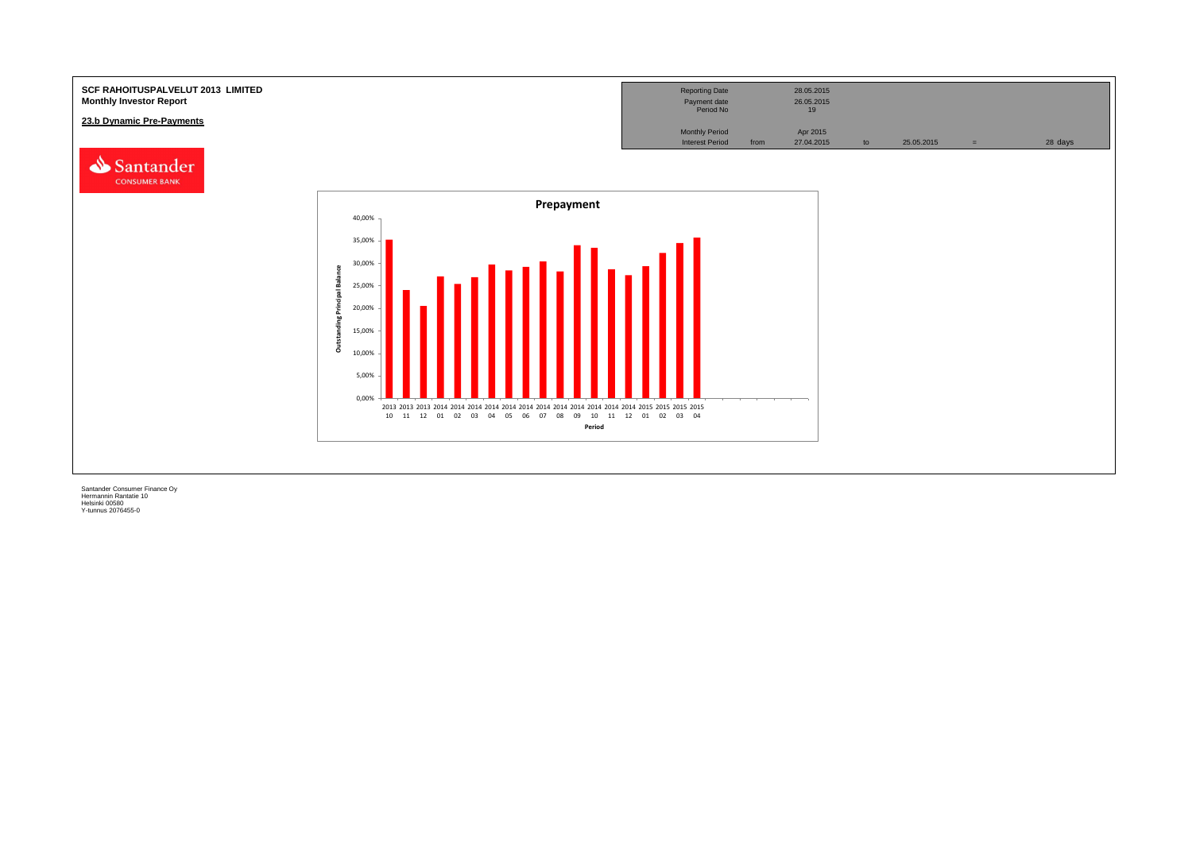**SCF RAHOITUSPALVELUT 2013 LIMITED**
**Monthly Investor Report**

**23.b Dynamic Pre-Payments**

| Reporting Date | | 28.05.2015 | | | | |
|---|---|---|---|---|---|---|
| Payment date | | 26.05.2015 | | | | |
| Period No | | 19 | | | | |
| Monthly Period | | Apr 2015 | | | | |
| Interest Period | from | 27.04.2015 | to | 25.05.2015 | = | 28 days |

**Prepayment**

Outstanding Principal Balance

Period

Santander Consumer Finance Oy
Hermannin Rantatie 10
Helsinki 00580
Y-tunnus 2076455-0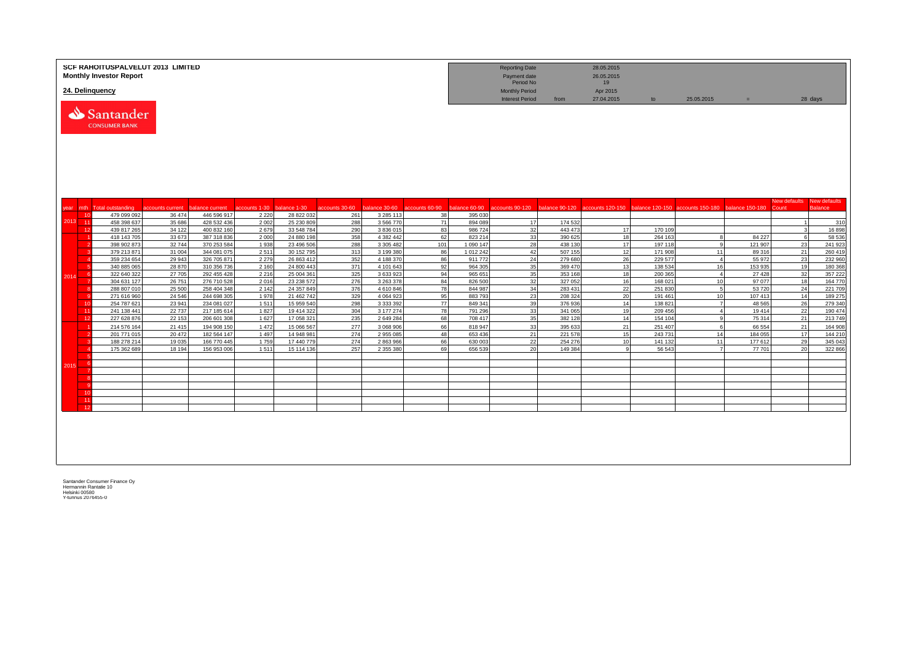**SCF RAHOITUSPALVELUT 2013 LIMITED**
**Monthly Investor Report**

**24. Delinquency**

| | | | | | |
|---|---|---|---|---|---|
| Reporting Date | | 28.05.2015 | | | |
| Payment date | | 26.05.2015 | | | |
| Period No | | 19 | | | |
| Monthly Period | | Apr 2015 | | | |
| Interest Period | from | 27.04.2015 | to | 25.05.2015 | = 28 days |

| year | mth | Total outstanding | accounts current | balance current | accounts 1-30 | balance 1-30 | accounts 30-60 | balance 30-60 | accounts 60-90 | balance 60-90 | accounts 90-120 | balance 90-120 | accounts 120-150 | balance 120-150 | accounts 150-180 | balance 150-180 | New defaults Count | New defaults Balance |
|---|---|---|---|---|---|---|---|---|---|---|---|---|---|---|---|---|---|---|
| 2013 | 10 | 479 099 092 | 36 474 | 446 596 917 | 2 220 | 28 822 032 | 261 | 3 285 113 | 38 | 395 030 | | | | | | | | |
| | 11 | 458 398 637 | 35 686 | 428 532 436 | 2 002 | 25 230 809 | 288 | 3 566 770 | 71 | 894 089 | 17 | 174 532 | | | | | 1 | 310 |
| | 12 | 439 817 265 | 34 122 | 400 832 160 | 2 679 | 33 548 784 | 290 | 3 836 015 | 83 | 986 724 | 32 | 443 473 | 17 | 170 109 | | | 3 | 16 898 |
| 2014 | 1 | 418 143 705 | 33 673 | 387 318 836 | 2 000 | 24 880 198 | 358 | 4 382 442 | 62 | 823 214 | 33 | 390 625 | 18 | 264 163 | 8 | 84 227 | 6 | 58 536 |
| | 2 | 398 902 873 | 32 744 | 370 253 584 | 1 938 | 23 496 506 | 288 | 3 305 482 | 101 | 1 090 147 | 28 | 438 130 | 17 | 197 118 | 9 | 121 907 | 23 | 241 923 |
| | 3 | 379 213 871 | 31 004 | 344 081 075 | 2 511 | 30 152 795 | 313 | 3 199 380 | 86 | 1 012 242 | 42 | 507 155 | 12 | 171 908 | 11 | 89 316 | 21 | 260 419 |
| | 4 | 359 234 654 | 29 943 | 326 705 871 | 2 279 | 26 863 412 | 352 | 4 188 370 | 86 | 911 772 | 24 | 279 680 | 26 | 229 577 | 4 | 55 972 | 23 | 232 960 |
| | 5 | 340 885 065 | 28 870 | 310 356 736 | 2 160 | 24 800 443 | 371 | 4 101 643 | 92 | 964 305 | 35 | 369 470 | 13 | 138 534 | 16 | 153 935 | 19 | 180 368 |
| | 6 | 322 640 322 | 27 705 | 292 455 428 | 2 216 | 25 004 361 | 325 | 3 633 923 | 94 | 965 651 | 35 | 353 168 | 18 | 200 365 | 4 | 27 428 | 32 | 357 222 |
| | 7 | 304 631 127 | 26 751 | 276 710 528 | 2 016 | 23 238 572 | 276 | 3 263 378 | 84 | 826 500 | 32 | 327 052 | 16 | 168 021 | 10 | 97 077 | 18 | 164 770 |
| | 8 | 288 807 010 | 25 500 | 258 404 348 | 2 142 | 24 357 849 | 376 | 4 610 846 | 78 | 844 987 | 34 | 283 431 | 22 | 251 830 | 5 | 53 720 | 24 | 221 709 |
| | 9 | 271 616 960 | 24 546 | 244 698 305 | 1 978 | 21 462 742 | 329 | 4 064 923 | 95 | 883 793 | 23 | 208 324 | 20 | 191 461 | 10 | 107 413 | 14 | 189 275 |
| | 10 | 254 787 621 | 23 941 | 234 081 027 | 1 511 | 15 959 540 | 298 | 3 333 392 | 77 | 849 341 | 39 | 376 936 | 14 | 138 821 | 7 | 48 565 | 26 | 279 340 |
| | 11 | 241 138 441 | 22 737 | 217 185 614 | 1 827 | 19 414 322 | 304 | 3 177 274 | 78 | 791 296 | 33 | 341 065 | 19 | 209 456 | 4 | 19 414 | 22 | 190 474 |
| | 12 | 227 628 876 | 22 153 | 206 601 308 | 1 627 | 17 058 321 | 235 | 2 649 284 | 68 | 708 417 | 35 | 382 128 | 14 | 154 104 | 9 | 75 314 | 21 | 213 749 |
| 2015 | 1 | 214 576 164 | 21 415 | 194 908 150 | 1 472 | 15 066 567 | 277 | 3 068 906 | 66 | 818 947 | 33 | 395 633 | 21 | 251 407 | 6 | 66 554 | 21 | 164 908 |
| | 2 | 201 771 015 | 20 472 | 182 564 147 | 1 497 | 14 948 981 | 274 | 2 955 085 | 48 | 653 436 | 21 | 221 578 | 15 | 243 731 | 14 | 184 055 | 17 | 144 210 |
| | 3 | 188 278 214 | 19 035 | 166 770 445 | 1 759 | 17 440 779 | 274 | 2 863 966 | 66 | 630 003 | 22 | 254 276 | 10 | 141 132 | 11 | 177 612 | 29 | 345 043 |
| | 4 | 175 362 689 | 18 194 | 156 953 006 | 1 511 | 15 114 136 | 257 | 2 355 380 | 69 | 656 539 | 20 | 149 384 | 9 | 56 543 | 7 | 77 701 | 20 | 322 866 |
| | 5 | | | | | | | | | | | | | | | | | |
| | 6 | | | | | | | | | | | | | | | | | |
| | 7 | | | | | | | | | | | | | | | | | |
| | 8 | | | | | | | | | | | | | | | | | |
| | 9 | | | | | | | | | | | | | | | | | |
| | 10 | | | | | | | | | | | | | | | | | |
| | 11 | | | | | | | | | | | | | | | | | |
| | 12 | | | | | | | | | | | | | | | | | |

Santander Consumer Finance Oy
Hermannin Rantatie 10
Helsinki 00580
Y-tunnus 2078455-0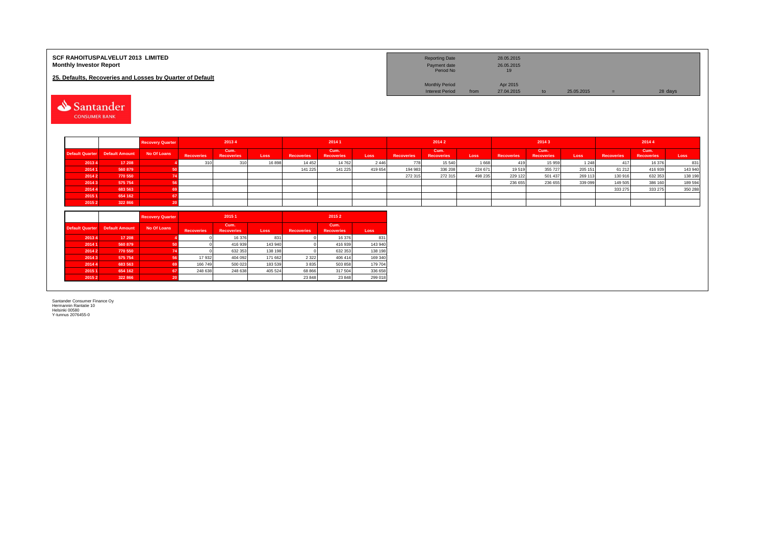**SCF RAHOITUSPALVELUT 2013 LIMITED**
**Monthly Investor Report**

**25. Defaults, Recoveries and Losses by Quarter of Default**

| | | | | | |
|---|---|---|---|---|---|
| Reporting Date | | 28.05.2015 | | | |
| Payment date | | 26.05.2015 | | | |
| Period No | | 19 | | | |
| Monthly Period | | Apr 2015 | | | |
| Interest Period | from | 27.04.2015 | to | 25.05.2015 | = 28 days |

| | | Recovery Quarter | 2013 4 | | | 2014 1 | | | 2014 2 | | | 2014 3 | | | 2014 4 | | |
|---|---|---|---|---|---|---|---|---|---|---|---|---|---|---|---|---|---|
| Default Quarter | Default Amount | No Of Loans | Recoveries | Cum. Recoveries | Loss | Recoveries | Cum. Recoveries | Loss | Recoveries | Cum. Recoveries | Loss | Recoveries | Cum. Recoveries | Loss | Recoveries | Cum. Recoveries | Loss |
| 2013 4 | 17 208 | 4 | 310 | 310 | 16 898 | 14 452 | 14 762 | 2 446 | 778 | 15 540 | 1 668 | 419 | 15 959 | 1 248 | 417 | 16 376 | 831 |
| 2014 1 | 560 879 | 50 | | | | 141 225 | 141 225 | 419 654 | 194 983 | 336 208 | 224 671 | 19 519 | 355 727 | 205 151 | 61 212 | 416 939 | 143 940 |
| 2014 2 | 770 550 | 74 | | | | | | | 272 315 | 272 315 | 498 235 | 229 122 | 501 437 | 269 113 | 130 916 | 632 353 | 138 198 |
| 2014 3 | 575 754 | 56 | | | | | | | | | | 236 655 | 236 655 | 339 099 | 149 505 | 386 160 | 189 594 |
| 2014 4 | 683 563 | 69 | | | | | | | | | | | | | 333 275 | 333 275 | 350 288 |
| 2015 1 | 654 162 | 67 | | | | | | | | | | | | | | | |
| 2015 2 | 322 866 | 20 | | | | | | | | | | | | | | | |

| | | Recovery Quarter | 2015 1 | | | 2015 2 | | |
|---|---|---|---|---|---|---|---|---|
| Default Quarter | Default Amount | No Of Loans | Recoveries | Cum. Recoveries | Loss | Recoveries | Cum. Recoveries | Loss |
| 2013 4 | 17 208 | 4 | 0 | 16 376 | 831 | 0 | 16 376 | 831 |
| 2014 1 | 560 879 | 50 | 0 | 416 939 | 143 940 | 0 | 416 939 | 143 940 |
| 2014 2 | 770 550 | 74 | 0 | 632 353 | 138 198 | 0 | 632 353 | 138 198 |
| 2014 3 | 575 754 | 56 | 17 932 | 404 092 | 171 662 | 2 322 | 406 414 | 169 340 |
| 2014 4 | 683 563 | 69 | 166 749 | 500 023 | 183 539 | 3 835 | 503 858 | 179 704 |
| 2015 1 | 654 162 | 67 | 248 638 | 248 638 | 405 524 | 68 866 | 317 504 | 336 658 |
| 2015 2 | 322 866 | 20 | | | | 23 848 | 23 848 | 299 018 |

Santander Consumer Finance Oy
Hermannin Rantatie 10
Helsinki 00580
Y-tunnus 2076455-0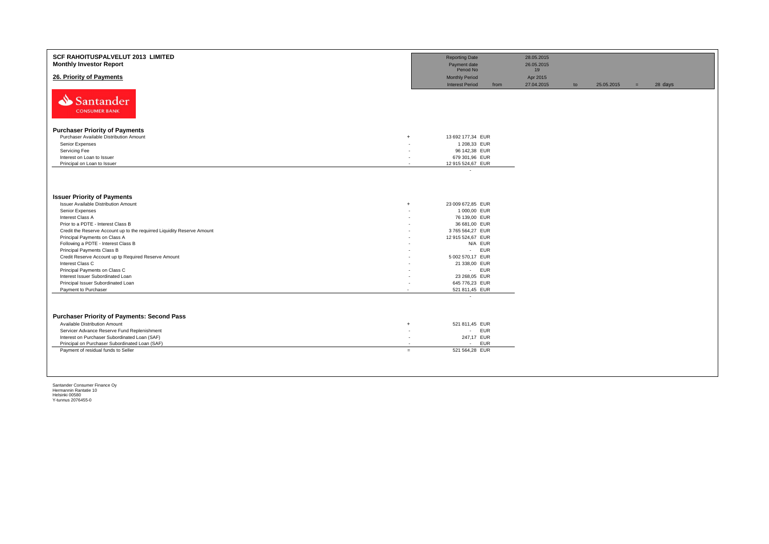# SCF RAHOITUSPALVELUT 2013 LIMITED

**Monthly Investor Report**

## 26. Priority of Payments

| | | | | | | |
|---|---|---|---|---|---|---|
| Reporting Date | | 28.05.2015 | | | | |
| Payment date | | 26.05.2015 | | | | |
| Period No | | 19 | | | | |
| Monthly Period | | Apr 2015 | | | | |
| Interest Period | from | 27.04.2015 | to | 25.05.2015 | = | 28 days |

Santander CONSUMER BANK

### Purchaser Priority of Payments

| | | | |
|---|---|---|---|
| Purchaser Available Distribution Amount | + | 13 692 177,34 | EUR |
| Senior Expenses | - | 1 208,33 | EUR |
| Servicing Fee | - | 96 142,38 | EUR |
| Interest on Loan to Issuer | - | 679 301,96 | EUR |
| Principal on Loan to Issuer | - | 12 915 524,67 | EUR |
| | | - | |

### Issuer Priority of Payments

| | | | |
|---|---|---|---|
| Issuer Available Distribution Amount | + | 23 009 672,85 | EUR |
| Senior Expenses | - | 1 000,00 | EUR |
| Interest Class A | - | 76 139,00 | EUR |
| Prior to a PDTE - Interest Class B | - | 36 681,00 | EUR |
| Credit the Reserve Account up to the requirred Liquidity Reserve Amount | - | 3 765 564,27 | EUR |
| Principal Payments on Class A | - | 12 915 524,67 | EUR |
| Following a PDTE - Interest Class B | - | N/A | EUR |
| Principal Payments Class B | - | - | EUR |
| Credit Reserve Account up tp Required Reserve Amount | - | 5 002 570,17 | EUR |
| Interest Class C | - | 21 338,00 | EUR |
| Principal Payments on Class C | - | - | EUR |
| Interest Issuer Subordinated Loan | - | 23 268,05 | EUR |
| Principal Issuer Subordinated Loan | - | 645 776,23 | EUR |
| Payment to Purchaser | - | 521 811,45 | EUR |
| | | - | |

### Purchaser Priority of Payments: Second Pass

| | | | |
|---|---|---|---|
| Available Distribution Amount | + | 521 811,45 | EUR |
| Servicer Advance Reserve Fund Replenishment | - | - | EUR |
| Interest on Purchaser Subordinated Loan (SAF) | - | 247,17 | EUR |
| Principal on Purchaser Subordinated Loan (SAF) | - | - | EUR |
| Payment of residual funds to Seller | = | 521 564,28 | EUR |

Santander Consumer Finance Oy
Hermannin Rantatie 10
Helsinki 00580
Y-tunnus 2076455-0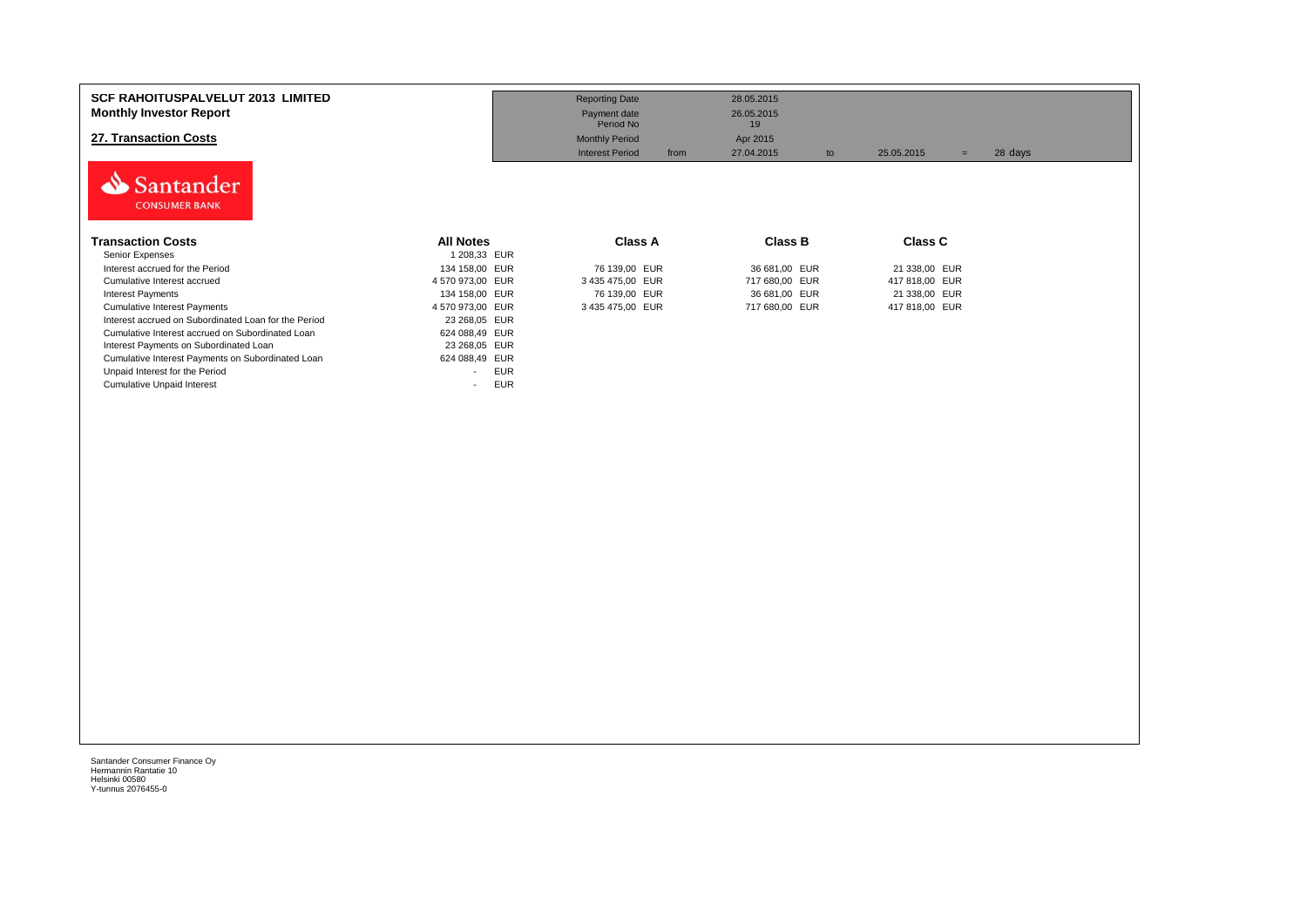**SCF RAHOITUSPALVELUT 2013 LIMITED**
**Monthly Investor Report**

## 27. Transaction Costs

| | | | | | | |
|---|---|---|---|---|---|---|
| Reporting Date | | 28.05.2015 | | | | |
| Payment date Period No | | 26.05.2015 19 | | | | |
| Monthly Period | | Apr 2015 | | | | |
| Interest Period | from | 27.04.2015 | to | 25.05.2015 | = | 28 days |

| Transaction Costs | All Notes | Class A | Class B | Class C |
|---|---|---|---|---|
| Senior Expenses | 1 208,33 EUR | | | |
| Interest accrued for the Period | 134 158,00 EUR | 76 139,00 EUR | 36 681,00 EUR | 21 338,00 EUR |
| Cumulative Interest accrued | 4 570 973,00 EUR | 3 435 475,00 EUR | 717 680,00 EUR | 417 818,00 EUR |
| Interest Payments | 134 158,00 EUR | 76 139,00 EUR | 36 681,00 EUR | 21 338,00 EUR |
| Cumulative Interest Payments | 4 570 973,00 EUR | 3 435 475,00 EUR | 717 680,00 EUR | 417 818,00 EUR |
| Interest accrued on Subordinated Loan for the Period | 23 268,05 EUR | | | |
| Cumulative Interest accrued on Subordinated Loan | 624 088,49 EUR | | | |
| Interest Payments on Subordinated Loan | 23 268,05 EUR | | | |
| Cumulative Interest Payments on Subordinated Loan | 624 088,49 EUR | | | |
| Unpaid Interest for the Period | - EUR | | | |
| Cumulative Unpaid Interest | - EUR | | | |

Santander Consumer Finance Oy
Hermannin Rantatie 10
Helsinki 00580
Y-tunnus 2076455-0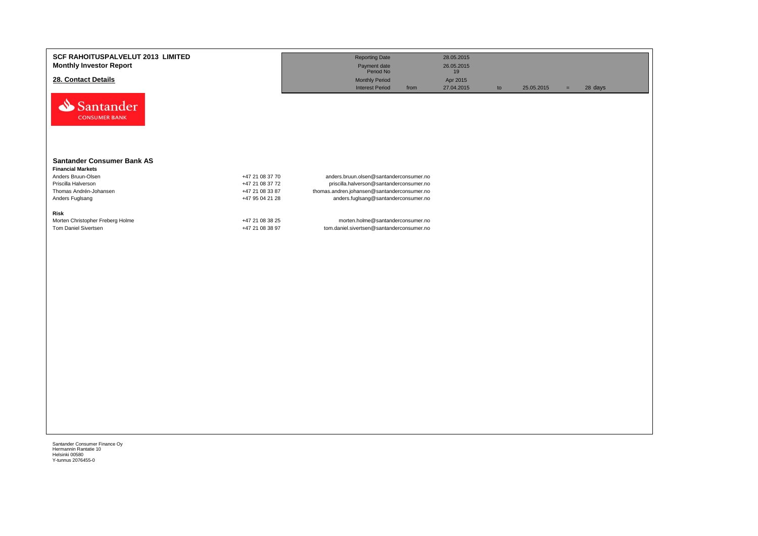**SCF RAHOITUSPALVELUT 2013 LIMITED**
**Monthly Investor Report**

## 28. Contact Details

| | | | | | | |
|---|---|---|---|---|---|---|
| Reporting Date | | 28.05.2015 | | | | |
| Payment date | | 26.05.2015 | | | | |
| Period No | | 19 | | | | |
| Monthly Period | | Apr 2015 | | | | |
| Interest Period | from | 27.04.2015 | to | 25.05.2015 | = | 28 days |

Santander
CONSUMER BANK

### Santander Consumer Bank AS

**Financial Markets**

| | | |
|---|---|---|
| Anders Bruun-Olsen | +47 21 08 37 70 | anders.bruun.olsen@santanderconsumer.no |
| Priscilla Halverson | +47 21 08 37 72 | priscilla.halverson@santanderconsumer.no |
| Thomas Andrén-Johansen | +47 21 08 33 87 | thomas.andren.johansen@santanderconsumer.no |
| Anders Fuglsang | +47 95 04 21 28 | anders.fuglsang@santanderconsumer.no |

**Risk**

| | | |
|---|---|---|
| Morten Christopher Freberg Holme | +47 21 08 38 25 | morten.holme@santanderconsumer.no |
| Tom Daniel Sivertsen | +47 21 08 38 97 | tom.daniel.sivertsen@santanderconsumer.no |

Santander Consumer Finance Oy
Hermannin Rantatie 10
Helsinki 00580
Y-tunnus 2076455-0